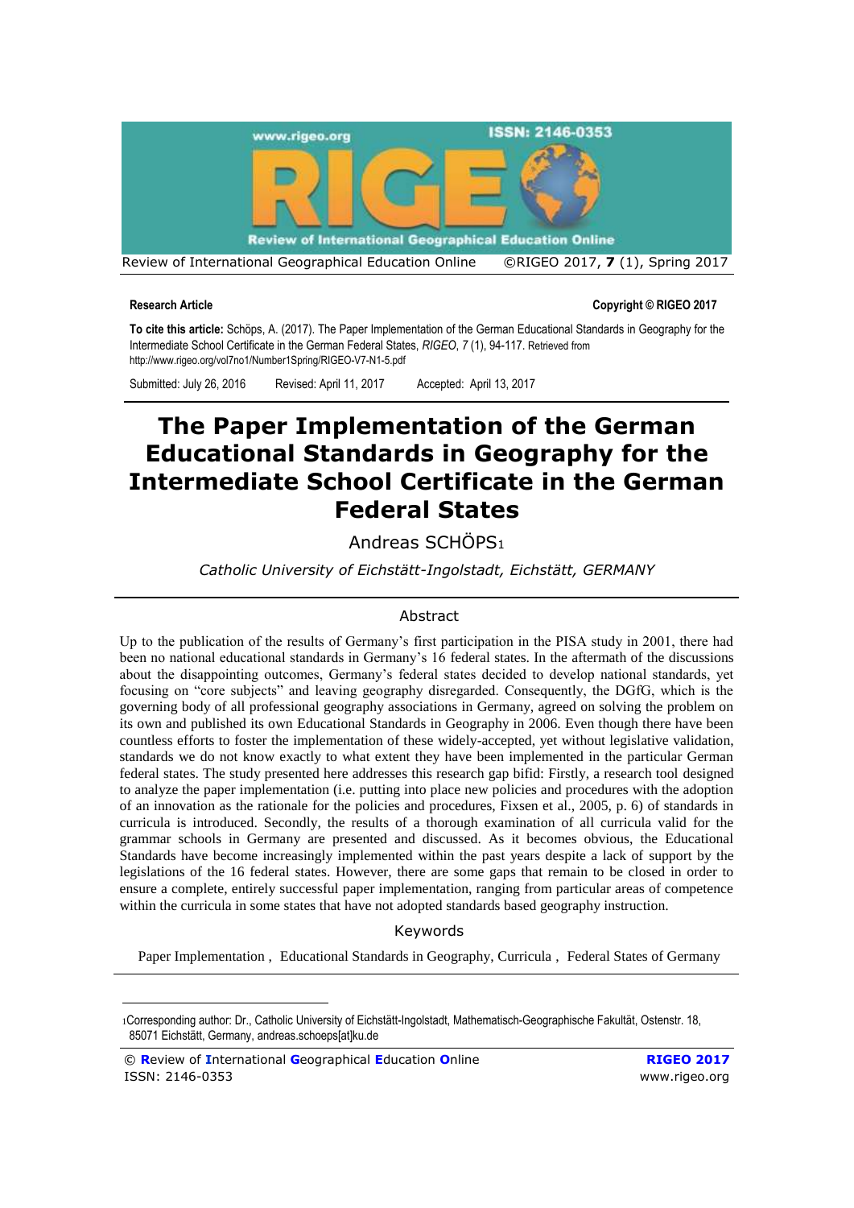**Research Article**

**Copyright © RIGEO 2017**

**To cite this article:** Schöps, A. (2017). The Paper Implementation of the German Educational Standards in Geography for the Intermediate School Certificate in the German Federal States, *RIGEO*, 7 (1), 94-117. Retrieved from http://www.rigeo.org/vol7no1/Number1Spring/RIGEO-V7-N1-5.pdf

Submitted: July 26, 2016 Revised: April 11, 2017 Accepted: April 13, 2017

# The Paper Implementation of the German Educational Standards in Geography for the Intermediate School Certificate in the German Federal States

Andreas SCHÖPS[1]

*Catholic University of Eichstätt-Ingolstadt, Eichstätt, GERMANY*

## Abstract

Up to the publication of the results of Germany's first participation in the PISA study in 2001, there had been no national educational standards in Germany's 16 federal states. In the aftermath of the discussions about the disappointing outcomes, Germany's federal states decided to develop national standards, yet focusing on "core subjects" and leaving geography disregarded. Consequently, the DGfG, which is the governing body of all professional geography associations in Germany, agreed on solving the problem on its own and published its own Educational Standards in Geography in 2006. Even though there have been countless efforts to foster the implementation of these widely-accepted, yet without legislative validation, standards we do not know exactly to what extent they have been implemented in the particular German federal states. The study presented here addresses this research gap bifid: Firstly, a research tool designed to analyze the paper implementation (i.e. putting into place new policies and procedures with the adoption of an innovation as the rationale for the policies and procedures, Fixsen et al., 2005, p. 6) of standards in curricula is introduced. Secondly, the results of a thorough examination of all curricula valid for the grammar schools in Germany are presented and discussed. As it becomes obvious, the Educational Standards have become increasingly implemented within the past years despite a lack of support by the legislations of the 16 federal states. However, there are some gaps that remain to be closed in order to ensure a complete, entirely successful paper implementation, ranging from particular areas of competence within the curricula in some states that have not adopted standards based geography instruction.

## Keywords

Paper Implementation , Educational Standards in Geography, Curricula , Federal States of Germany

---

[1]Corresponding author: Dr., Catholic University of Eichstätt-Ingolstadt, Mathematisch-Geographische Fakultät, Ostenstr. 18, 85071 Eichstätt, Germany, andreas.schoeps[at]ku.de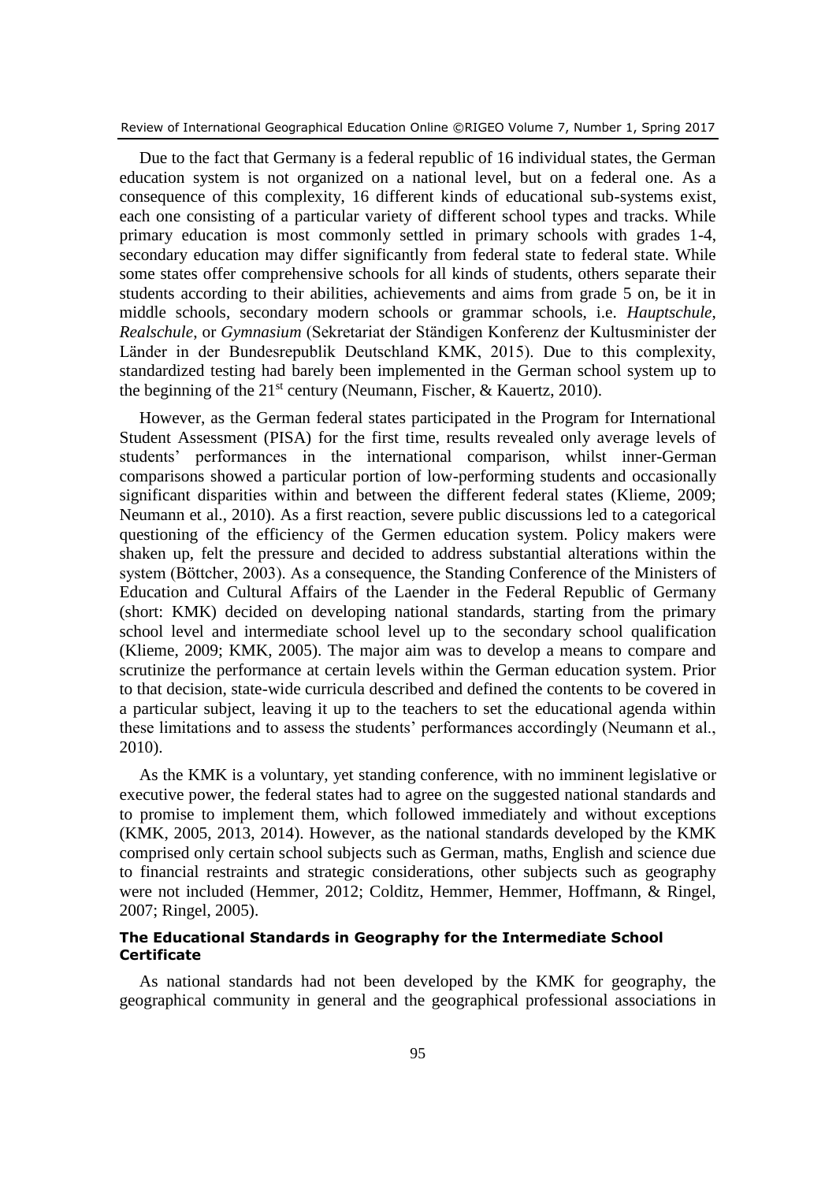Due to the fact that Germany is a federal republic of 16 individual states, the German education system is not organized on a national level, but on a federal one. As a consequence of this complexity, 16 different kinds of educational sub-systems exist, each one consisting of a particular variety of different school types and tracks. While primary education is most commonly settled in primary schools with grades 1-4, secondary education may differ significantly from federal state to federal state. While some states offer comprehensive schools for all kinds of students, others separate their students according to their abilities, achievements and aims from grade 5 on, be it in middle schools, secondary modern schools or grammar schools, i.e. *Hauptschule*, *Realschule*, or *Gymnasium* (Sekretariat der Ständigen Konferenz der Kultusminister der Länder in der Bundesrepublik Deutschland KMK, 2015). Due to this complexity, standardized testing had barely been implemented in the German school system up to the beginning of the 21st century (Neumann, Fischer, & Kauertz, 2010).

However, as the German federal states participated in the Program for International Student Assessment (PISA) for the first time, results revealed only average levels of students' performances in the international comparison, whilst inner-German comparisons showed a particular portion of low-performing students and occasionally significant disparities within and between the different federal states (Klieme, 2009; Neumann et al., 2010). As a first reaction, severe public discussions led to a categorical questioning of the efficiency of the Germen education system. Policy makers were shaken up, felt the pressure and decided to address substantial alterations within the system (Böttcher, 2003). As a consequence, the Standing Conference of the Ministers of Education and Cultural Affairs of the Laender in the Federal Republic of Germany (short: KMK) decided on developing national standards, starting from the primary school level and intermediate school level up to the secondary school qualification (Klieme, 2009; KMK, 2005). The major aim was to develop a means to compare and scrutinize the performance at certain levels within the German education system. Prior to that decision, state-wide curricula described and defined the contents to be covered in a particular subject, leaving it up to the teachers to set the educational agenda within these limitations and to assess the students' performances accordingly (Neumann et al., 2010).

As the KMK is a voluntary, yet standing conference, with no imminent legislative or executive power, the federal states had to agree on the suggested national standards and to promise to implement them, which followed immediately and without exceptions (KMK, 2005, 2013, 2014). However, as the national standards developed by the KMK comprised only certain school subjects such as German, maths, English and science due to financial restraints and strategic considerations, other subjects such as geography were not included (Hemmer, 2012; Colditz, Hemmer, Hemmer, Hoffmann, & Ringel, 2007; Ringel, 2005).

### The Educational Standards in Geography for the Intermediate School Certificate

As national standards had not been developed by the KMK for geography, the geographical community in general and the geographical professional associations in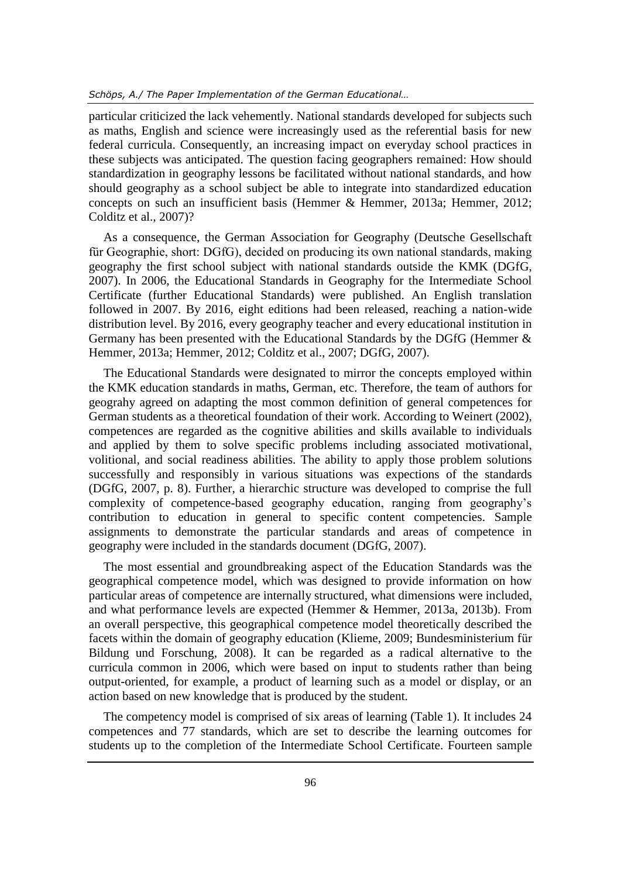particular criticized the lack vehemently. National standards developed for subjects such as maths, English and science were increasingly used as the referential basis for new federal curricula. Consequently, an increasing impact on everyday school practices in these subjects was anticipated. The question facing geographers remained: How should standardization in geography lessons be facilitated without national standards, and how should geography as a school subject be able to integrate into standardized education concepts on such an insufficient basis (Hemmer & Hemmer, 2013a; Hemmer, 2012; Colditz et al., 2007)?

As a consequence, the German Association for Geography (Deutsche Gesellschaft für Geographie, short: DGfG), decided on producing its own national standards, making geography the first school subject with national standards outside the KMK (DGfG, 2007). In 2006, the Educational Standards in Geography for the Intermediate School Certificate (further Educational Standards) were published. An English translation followed in 2007. By 2016, eight editions had been released, reaching a nation-wide distribution level. By 2016, every geography teacher and every educational institution in Germany has been presented with the Educational Standards by the DGfG (Hemmer & Hemmer, 2013a; Hemmer, 2012; Colditz et al., 2007; DGfG, 2007).

The Educational Standards were designated to mirror the concepts employed within the KMK education standards in maths, German, etc. Therefore, the team of authors for geograhy agreed on adapting the most common definition of general competences for German students as a theoretical foundation of their work. According to Weinert (2002), competences are regarded as the cognitive abilities and skills available to individuals and applied by them to solve specific problems including associated motivational, volitional, and social readiness abilities. The ability to apply those problem solutions successfully and responsibly in various situations was expections of the standards (DGfG, 2007, p. 8). Further, a hierarchic structure was developed to comprise the full complexity of competence-based geography education, ranging from geography's contribution to education in general to specific content competencies. Sample assignments to demonstrate the particular standards and areas of competence in geography were included in the standards document (DGfG, 2007).

The most essential and groundbreaking aspect of the Education Standards was the geographical competence model, which was designed to provide information on how particular areas of competence are internally structured, what dimensions were included, and what performance levels are expected (Hemmer & Hemmer, 2013a, 2013b). From an overall perspective, this geographical competence model theoretically described the facets within the domain of geography education (Klieme, 2009; Bundesministerium für Bildung und Forschung, 2008). It can be regarded as a radical alternative to the curricula common in 2006, which were based on input to students rather than being output-oriented, for example, a product of learning such as a model or display, or an action based on new knowledge that is produced by the student.

The competency model is comprised of six areas of learning (Table 1). It includes 24 competences and 77 standards, which are set to describe the learning outcomes for students up to the completion of the Intermediate School Certificate. Fourteen sample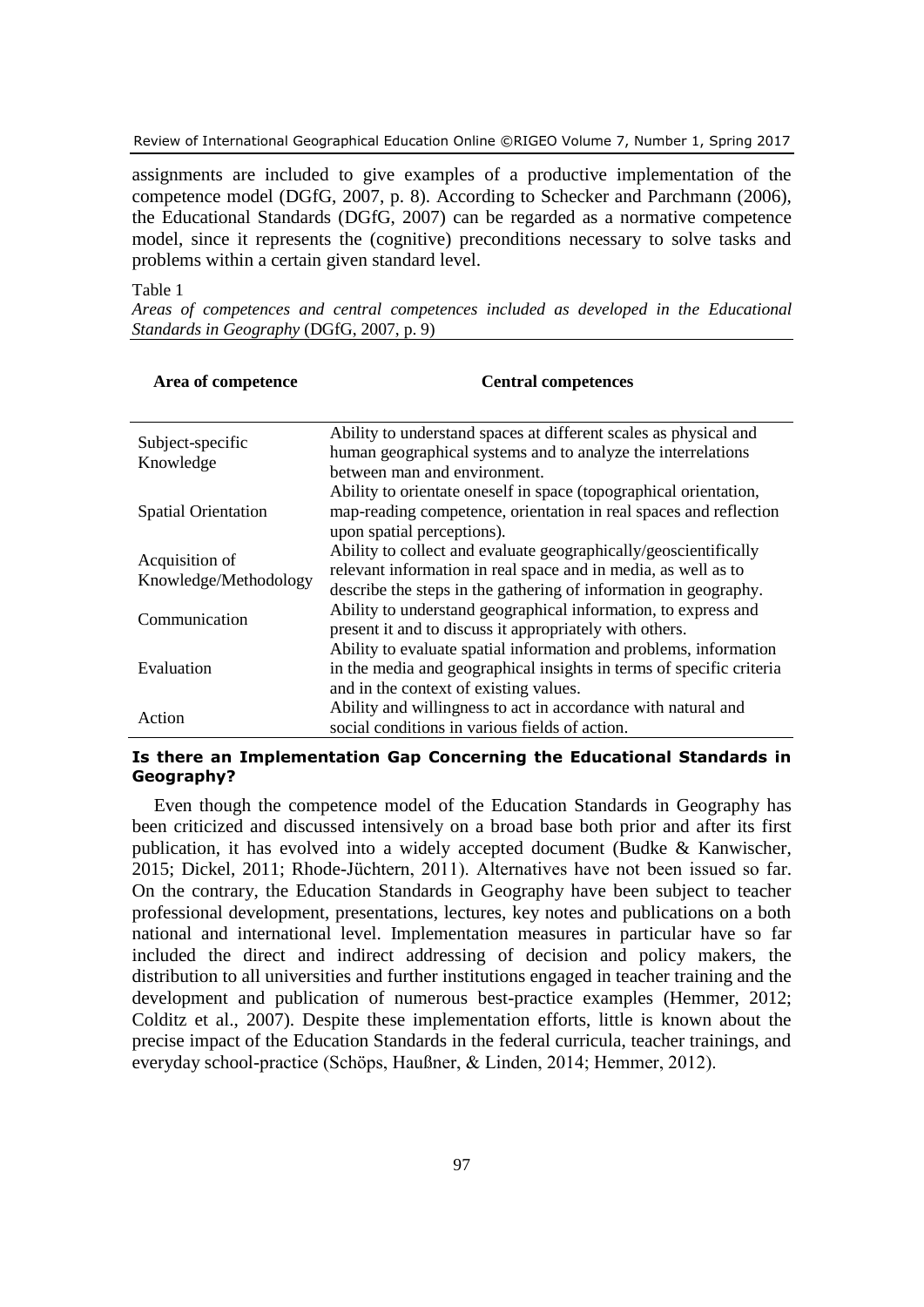assignments are included to give examples of a productive implementation of the competence model (DGfG, 2007, p. 8). According to Schecker and Parchmann (2006), the Educational Standards (DGfG, 2007) can be regarded as a normative competence model, since it represents the (cognitive) preconditions necessary to solve tasks and problems within a certain given standard level.

Table 1

*Areas of competences and central competences included as developed in the Educational Standards in Geography* (DGfG, 2007, p. 9)

| Area of competence | Central competences |
|---|---|
| Subject-specific Knowledge | Ability to understand spaces at different scales as physical and human geographical systems and to analyze the interrelations between man and environment. |
| Spatial Orientation | Ability to orientate oneself in space (topographical orientation, map-reading competence, orientation in real spaces and reflection upon spatial perceptions). |
| Acquisition of Knowledge/Methodology | Ability to collect and evaluate geographically/geoscientifically relevant information in real space and in media, as well as to describe the steps in the gathering of information in geography. |
| Communication | Ability to understand geographical information, to express and present it and to discuss it appropriately with others. |
| Evaluation | Ability to evaluate spatial information and problems, information in the media and geographical insights in terms of specific criteria and in the context of existing values. |
| Action | Ability and willingness to act in accordance with natural and social conditions in various fields of action. |

### Is there an Implementation Gap Concerning the Educational Standards in Geography?

Even though the competence model of the Education Standards in Geography has been criticized and discussed intensively on a broad base both prior and after its first publication, it has evolved into a widely accepted document (Budke & Kanwischer, 2015; Dickel, 2011; Rhode-Jüchtern, 2011). Alternatives have not been issued so far. On the contrary, the Education Standards in Geography have been subject to teacher professional development, presentations, lectures, key notes and publications on a both national and international level. Implementation measures in particular have so far included the direct and indirect addressing of decision and policy makers, the distribution to all universities and further institutions engaged in teacher training and the development and publication of numerous best-practice examples (Hemmer, 2012; Colditz et al., 2007). Despite these implementation efforts, little is known about the precise impact of the Education Standards in the federal curricula, teacher trainings, and everyday school-practice (Schöps, Haußner, & Linden, 2014; Hemmer, 2012).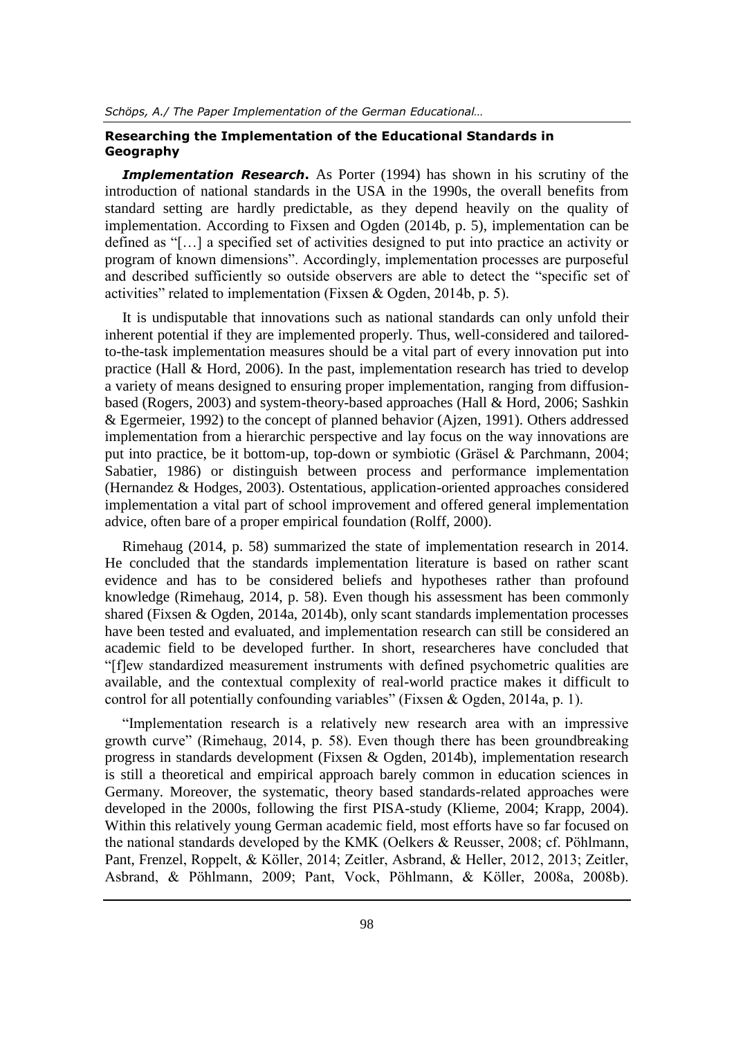## Researching the Implementation of the Educational Standards in Geography

***Implementation Research*.** As Porter (1994) has shown in his scrutiny of the introduction of national standards in the USA in the 1990s, the overall benefits from standard setting are hardly predictable, as they depend heavily on the quality of implementation. According to Fixsen and Ogden (2014b, p. 5), implementation can be defined as "[…] a specified set of activities designed to put into practice an activity or program of known dimensions". Accordingly, implementation processes are purposeful and described sufficiently so outside observers are able to detect the "specific set of activities" related to implementation (Fixsen & Ogden, 2014b, p. 5).

It is undisputable that innovations such as national standards can only unfold their inherent potential if they are implemented properly. Thus, well-considered and tailored-to-the-task implementation measures should be a vital part of every innovation put into practice (Hall & Hord, 2006). In the past, implementation research has tried to develop a variety of means designed to ensuring proper implementation, ranging from diffusion-based (Rogers, 2003) and system-theory-based approaches (Hall & Hord, 2006; Sashkin & Egermeier, 1992) to the concept of planned behavior (Ajzen, 1991). Others addressed implementation from a hierarchic perspective and lay focus on the way innovations are put into practice, be it bottom-up, top-down or symbiotic (Gräsel & Parchmann, 2004; Sabatier, 1986) or distinguish between process and performance implementation (Hernandez & Hodges, 2003). Ostentatious, application-oriented approaches considered implementation a vital part of school improvement and offered general implementation advice, often bare of a proper empirical foundation (Rolff, 2000).

Rimehaug (2014, p. 58) summarized the state of implementation research in 2014. He concluded that the standards implementation literature is based on rather scant evidence and has to be considered beliefs and hypotheses rather than profound knowledge (Rimehaug, 2014, p. 58). Even though his assessment has been commonly shared (Fixsen & Ogden, 2014a, 2014b), only scant standards implementation processes have been tested and evaluated, and implementation research can still be considered an academic field to be developed further. In short, researcheres have concluded that "[f]ew standardized measurement instruments with defined psychometric qualities are available, and the contextual complexity of real-world practice makes it difficult to control for all potentially confounding variables" (Fixsen & Ogden, 2014a, p. 1).

"Implementation research is a relatively new research area with an impressive growth curve" (Rimehaug, 2014, p. 58). Even though there has been groundbreaking progress in standards development (Fixsen & Ogden, 2014b), implementation research is still a theoretical and empirical approach barely common in education sciences in Germany. Moreover, the systematic, theory based standards-related approaches were developed in the 2000s, following the first PISA-study (Klieme, 2004; Krapp, 2004). Within this relatively young German academic field, most efforts have so far focused on the national standards developed by the KMK (Oelkers & Reusser, 2008; cf. Pöhlmann, Pant, Frenzel, Roppelt, & Köller, 2014; Zeitler, Asbrand, & Heller, 2012, 2013; Zeitler, Asbrand, & Pöhlmann, 2009; Pant, Vock, Pöhlmann, & Köller, 2008a, 2008b).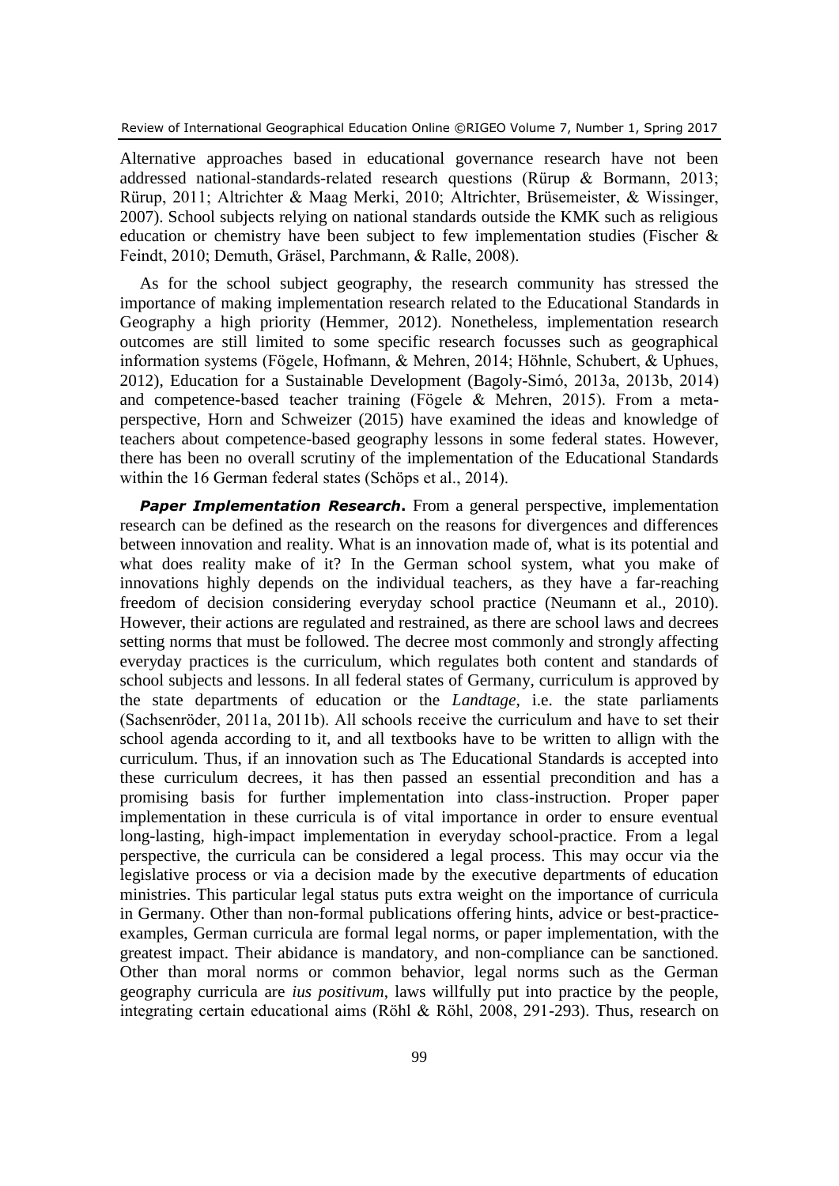Alternative approaches based in educational governance research have not been addressed national-standards-related research questions (Rürup & Bormann, 2013; Rürup, 2011; Altrichter & Maag Merki, 2010; Altrichter, Brüsemeister, & Wissinger, 2007). School subjects relying on national standards outside the KMK such as religious education or chemistry have been subject to few implementation studies (Fischer & Feindt, 2010; Demuth, Gräsel, Parchmann, & Ralle, 2008).

As for the school subject geography, the research community has stressed the importance of making implementation research related to the Educational Standards in Geography a high priority (Hemmer, 2012). Nonetheless, implementation research outcomes are still limited to some specific research focusses such as geographical information systems (Fögele, Hofmann, & Mehren, 2014; Höhnle, Schubert, & Uphues, 2012), Education for a Sustainable Development (Bagoly-Simó, 2013a, 2013b, 2014) and competence-based teacher training (Fögele & Mehren, 2015). From a meta-perspective, Horn and Schweizer (2015) have examined the ideas and knowledge of teachers about competence-based geography lessons in some federal states. However, there has been no overall scrutiny of the implementation of the Educational Standards within the 16 German federal states (Schöps et al., 2014).

***Paper Implementation Research*.** From a general perspective, implementation research can be defined as the research on the reasons for divergences and differences between innovation and reality. What is an innovation made of, what is its potential and what does reality make of it? In the German school system, what you make of innovations highly depends on the individual teachers, as they have a far-reaching freedom of decision considering everyday school practice (Neumann et al., 2010). However, their actions are regulated and restrained, as there are school laws and decrees setting norms that must be followed. The decree most commonly and strongly affecting everyday practices is the curriculum, which regulates both content and standards of school subjects and lessons. In all federal states of Germany, curriculum is approved by the state departments of education or the *Landtage*, i.e. the state parliaments (Sachsenröder, 2011a, 2011b). All schools receive the curriculum and have to set their school agenda according to it, and all textbooks have to be written to allign with the curriculum. Thus, if an innovation such as The Educational Standards is accepted into these curriculum decrees, it has then passed an essential precondition and has a promising basis for further implementation into class-instruction. Proper paper implementation in these curricula is of vital importance in order to ensure eventual long-lasting, high-impact implementation in everyday school-practice. From a legal perspective, the curricula can be considered a legal process. This may occur via the legislative process or via a decision made by the executive departments of education ministries. This particular legal status puts extra weight on the importance of curricula in Germany. Other than non-formal publications offering hints, advice or best-practice-examples, German curricula are formal legal norms, or paper implementation, with the greatest impact. Their abidance is mandatory, and non-compliance can be sanctioned. Other than moral norms or common behavior, legal norms such as the German geography curricula are *ius positivum*, laws willfully put into practice by the people, integrating certain educational aims (Röhl & Röhl, 2008, 291-293). Thus, research on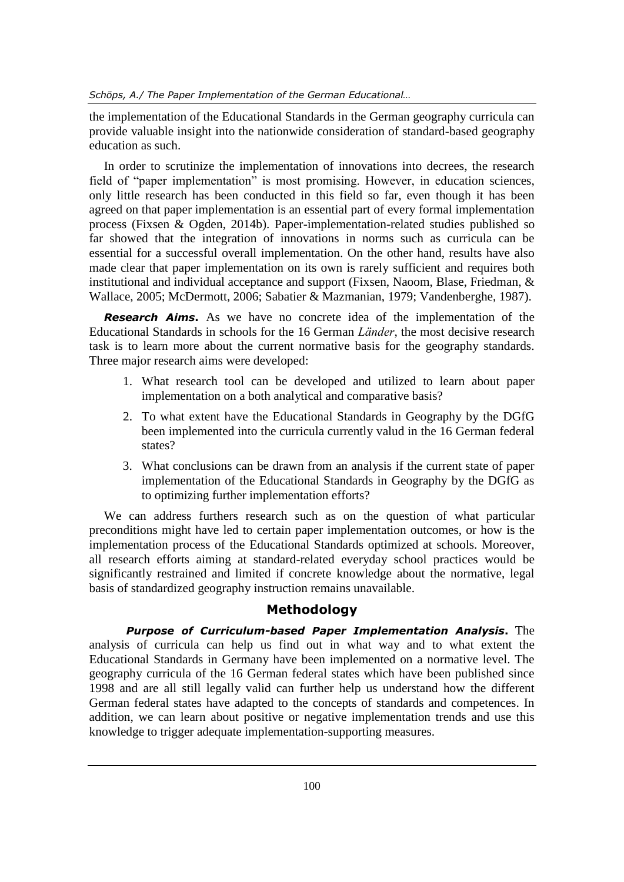the implementation of the Educational Standards in the German geography curricula can provide valuable insight into the nationwide consideration of standard-based geography education as such.

In order to scrutinize the implementation of innovations into decrees, the research field of "paper implementation" is most promising. However, in education sciences, only little research has been conducted in this field so far, even though it has been agreed on that paper implementation is an essential part of every formal implementation process (Fixsen & Ogden, 2014b). Paper-implementation-related studies published so far showed that the integration of innovations in norms such as curricula can be essential for a successful overall implementation. On the other hand, results have also made clear that paper implementation on its own is rarely sufficient and requires both institutional and individual acceptance and support (Fixsen, Naoom, Blase, Friedman, & Wallace, 2005; McDermott, 2006; Sabatier & Mazmanian, 1979; Vandenberghe, 1987).

***Research Aims.*** As we have no concrete idea of the implementation of the Educational Standards in schools for the 16 German *Länder*, the most decisive research task is to learn more about the current normative basis for the geography standards. Three major research aims were developed:

1. What research tool can be developed and utilized to learn about paper implementation on a both analytical and comparative basis?
2. To what extent have the Educational Standards in Geography by the DGfG been implemented into the curricula currently valud in the 16 German federal states?
3. What conclusions can be drawn from an analysis if the current state of paper implementation of the Educational Standards in Geography by the DGfG as to optimizing further implementation efforts?

We can address furthers research such as on the question of what particular preconditions might have led to certain paper implementation outcomes, or how is the implementation process of the Educational Standards optimized at schools. Moreover, all research efforts aiming at standard-related everyday school practices would be significantly restrained and limited if concrete knowledge about the normative, legal basis of standardized geography instruction remains unavailable.

## Methodology

***Purpose of Curriculum-based Paper Implementation Analysis.*** The analysis of curricula can help us find out in what way and to what extent the Educational Standards in Germany have been implemented on a normative level. The geography curricula of the 16 German federal states which have been published since 1998 and are all still legally valid can further help us understand how the different German federal states have adapted to the concepts of standards and competences. In addition, we can learn about positive or negative implementation trends and use this knowledge to trigger adequate implementation-supporting measures.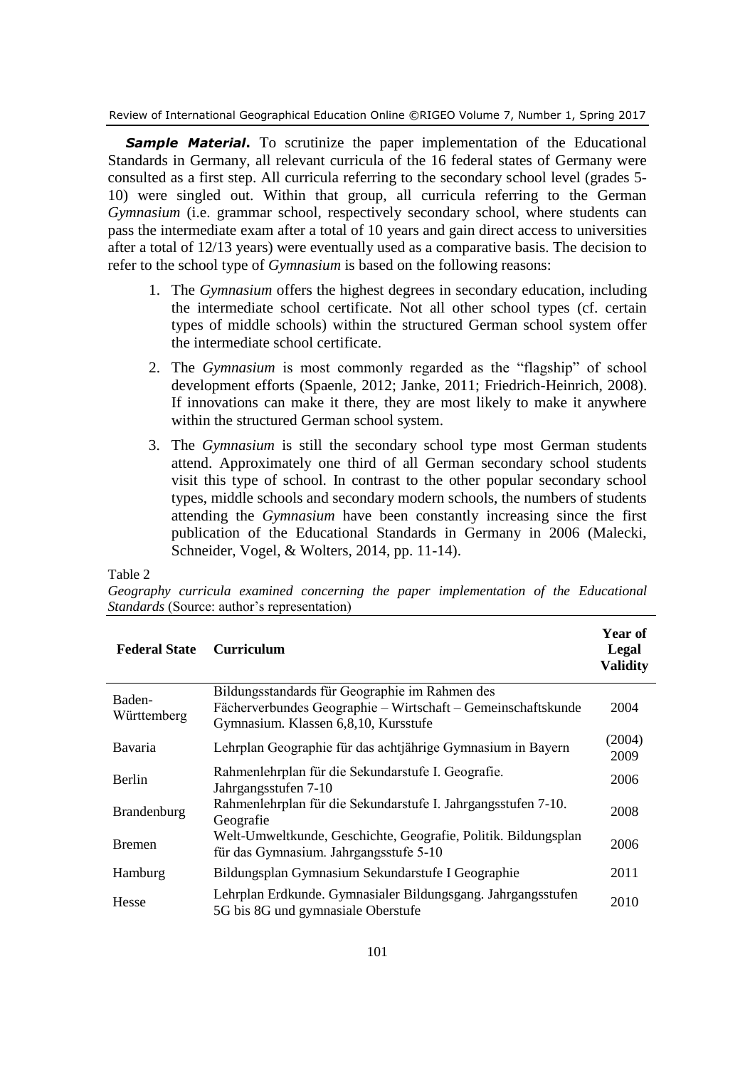***Sample Material***. To scrutinize the paper implementation of the Educational Standards in Germany, all relevant curricula of the 16 federal states of Germany were consulted as a first step. All curricula referring to the secondary school level (grades 5-10) were singled out. Within that group, all curricula referring to the German *Gymnasium* (i.e. grammar school, respectively secondary school, where students can pass the intermediate exam after a total of 10 years and gain direct access to universities after a total of 12/13 years) were eventually used as a comparative basis. The decision to refer to the school type of *Gymnasium* is based on the following reasons:

1. The *Gymnasium* offers the highest degrees in secondary education, including the intermediate school certificate. Not all other school types (cf. certain types of middle schools) within the structured German school system offer the intermediate school certificate.
2. The *Gymnasium* is most commonly regarded as the "flagship" of school development efforts (Spaenle, 2012; Janke, 2011; Friedrich-Heinrich, 2008). If innovations can make it there, they are most likely to make it anywhere within the structured German school system.
3. The *Gymnasium* is still the secondary school type most German students attend. Approximately one third of all German secondary school students visit this type of school. In contrast to the other popular secondary school types, middle schools and secondary modern schools, the numbers of students attending the *Gymnasium* have been constantly increasing since the first publication of the Educational Standards in Germany in 2006 (Malecki, Schneider, Vogel, & Wolters, 2014, pp. 11-14).

Table 2
*Geography curricula examined concerning the paper implementation of the Educational Standards* (Source: author's representation)

| Federal State | Curriculum | Year of Legal Validity |
|---|---|---|
| Baden-Württemberg | Bildungsstandards für Geographie im Rahmen des Fächerverbundes Geographie – Wirtschaft – Gemeinschaftskunde Gymnasium. Klassen 6,8,10, Kursstufe | 2004 |
| Bavaria | Lehrplan Geographie für das achtjährige Gymnasium in Bayern | (2004) 2009 |
| Berlin | Rahmenlehrplan für die Sekundarstufe I. Geografie. Jahrgangsstufen 7-10 | 2006 |
| Brandenburg | Rahmenlehrplan für die Sekundarstufe I. Jahrgangsstufen 7-10. Geografie | 2008 |
| Bremen | Welt-Umweltkunde, Geschichte, Geografie, Politik. Bildungsplan für das Gymnasium. Jahrgangsstufe 5-10 | 2006 |
| Hamburg | Bildungsplan Gymnasium Sekundarstufe I Geographie | 2011 |
| Hesse | Lehrplan Erdkunde. Gymnasialer Bildungsgang. Jahrgangsstufen 5G bis 8G und gymnasiale Oberstufe | 2010 |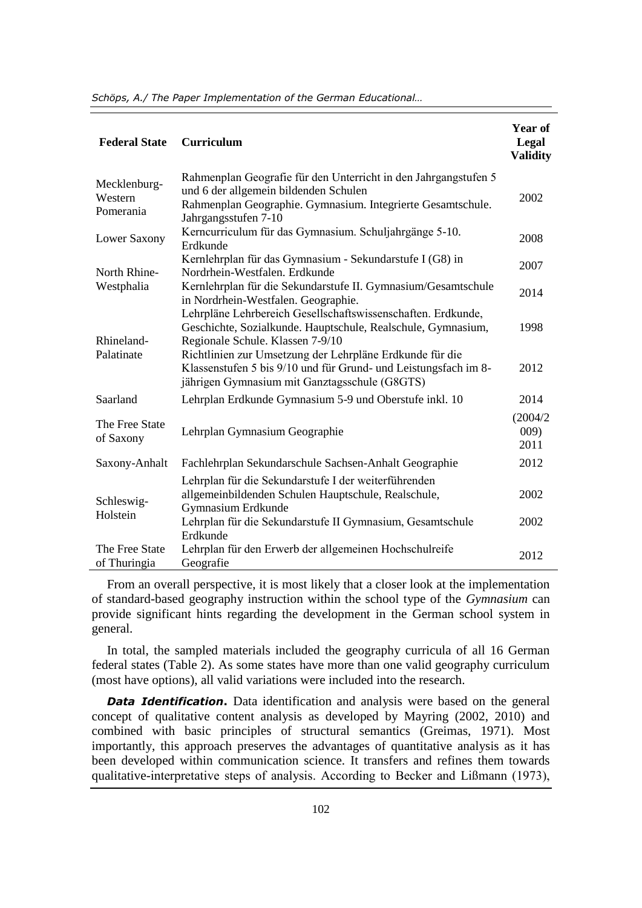| Federal State | Curriculum | Year of Legal Validity |
|---|---|---|
| Mecklenburg-Western Pomerania | Rahmenplan Geografie für den Unterricht in den Jahrgangstufen 5 und 6 der allgemein bildenden Schulen<br>Rahmenplan Geographie. Gymnasium. Integrierte Gesamtschule. Jahrgangsstufen 7-10 | 2002 |
| Lower Saxony | Kerncurriculum für das Gymnasium. Schuljahrgänge 5-10. Erdkunde | 2008 |
| North Rhine-Westphalia | Kernlehrplan für das Gymnasium - Sekundarstufe I (G8) in Nordrhein-Westfalen. Erdkunde | 2007 |
| | Kernlehrplan für die Sekundarstufe II. Gymnasium/Gesamtschule in Nordrhein-Westfalen. Geographie. | 2014 |
| Rhineland-Palatinate | Lehrpläne Lehrbereich Gesellschaftswissenschaften. Erdkunde, Geschichte, Sozialkunde. Hauptschule, Realschule, Gymnasium, Regionale Schule. Klassen 7-9/10 | 1998 |
| | Richtlinien zur Umsetzung der Lehrpläne Erdkunde für die Klassenstufen 5 bis 9/10 und für Grund- und Leistungsfach im 8-jährigen Gymnasium mit Ganztagsschule (G8GTS) | 2012 |
| Saarland | Lehrplan Erdkunde Gymnasium 5-9 und Oberstufe inkl. 10 | 2014 |
| The Free State of Saxony | Lehrplan Gymnasium Geographie | (2004/2009) 2011 |
| Saxony-Anhalt | Fachlehrplan Sekundarschule Sachsen-Anhalt Geographie | 2012 |
| Schleswig-Holstein | Lehrplan für die Sekundarstufe I der weiterführenden allgemeinbildenden Schulen Hauptschule, Realschule, Gymnasium Erdkunde | 2002 |
| | Lehrplan für die Sekundarstufe II Gymnasium, Gesamtschule Erdkunde | 2002 |
| The Free State of Thuringia | Lehrplan für den Erwerb der allgemeinen Hochschulreife Geografie | 2012 |

From an overall perspective, it is most likely that a closer look at the implementation of standard-based geography instruction within the school type of the *Gymnasium* can provide significant hints regarding the development in the German school system in general.

In total, the sampled materials included the geography curricula of all 16 German federal states (Table 2). As some states have more than one valid geography curriculum (most have options), all valid variations were included into the research.

***Data Identification*.** Data identification and analysis were based on the general concept of qualitative content analysis as developed by Mayring (2002, 2010) and combined with basic principles of structural semantics (Greimas, 1971). Most importantly, this approach preserves the advantages of quantitative analysis as it has been developed within communication science. It transfers and refines them towards qualitative-interpretative steps of analysis. According to Becker and Lißmann (1973),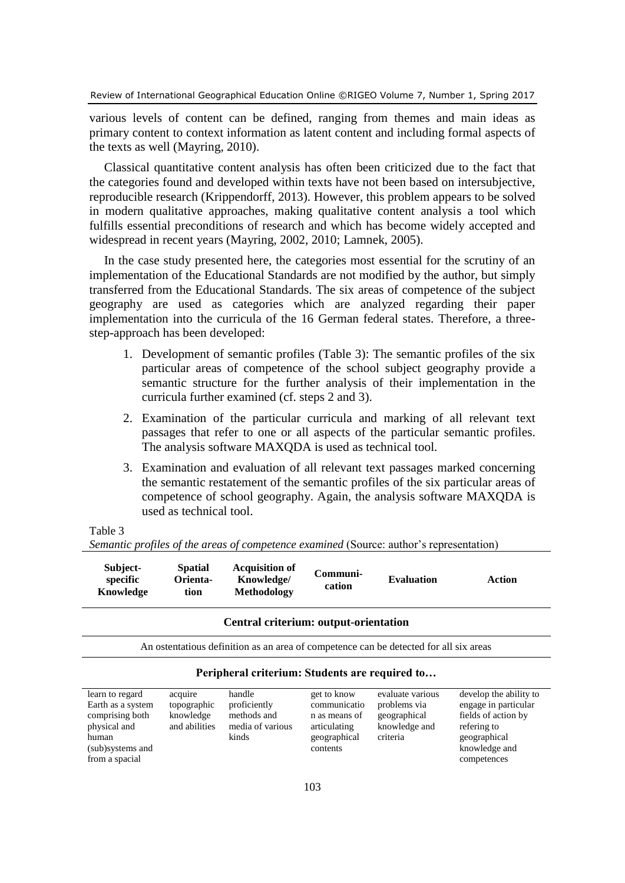various levels of content can be defined, ranging from themes and main ideas as primary content to context information as latent content and including formal aspects of the texts as well (Mayring, 2010).

Classical quantitative content analysis has often been criticized due to the fact that the categories found and developed within texts have not been based on intersubjective, reproducible research (Krippendorff, 2013). However, this problem appears to be solved in modern qualitative approaches, making qualitative content analysis a tool which fulfills essential preconditions of research and which has become widely accepted and widespread in recent years (Mayring, 2002, 2010; Lamnek, 2005).

In the case study presented here, the categories most essential for the scrutiny of an implementation of the Educational Standards are not modified by the author, but simply transferred from the Educational Standards. The six areas of competence of the subject geography are used as categories which are analyzed regarding their paper implementation into the curricula of the 16 German federal states. Therefore, a three-step-approach has been developed:

1. Development of semantic profiles (Table 3): The semantic profiles of the six particular areas of competence of the school subject geography provide a semantic structure for the further analysis of their implementation in the curricula further examined (cf. steps 2 and 3).
2. Examination of the particular curricula and marking of all relevant text passages that refer to one or all aspects of the particular semantic profiles. The analysis software MAXQDA is used as technical tool.
3. Examination and evaluation of all relevant text passages marked concerning the semantic restatement of the semantic profiles of the six particular areas of competence of school geography. Again, the analysis software MAXQDA is used as technical tool.

Table 3
*Semantic profiles of the areas of competence examined* (Source: author's representation)

| **Subject-specific Knowledge** | **Spatial Orienta-tion** | **Acquisition of Knowledge/ Methodology** | **Communi-cation** | **Evaluation** | **Action** |
|---|---|---|---|---|---|
| **Central criterium: output-orientation** | | | | | |
| An ostentatious definition as an area of competence can be detected for all six areas | | | | | |
| **Peripheral criterium: Students are required to…** | | | | | |
| learn to regard Earth as a system comprising both physical and human (sub)systems and from a spacial | acquire topographic knowledge and abilities | handle proficiently methods and media of various kinds | get to know communication as means of articulating geographical contents | evaluate various problems via geographical knowledge and criteria | develop the ability to engage in particular fields of action by refering to geographical knowledge and competences |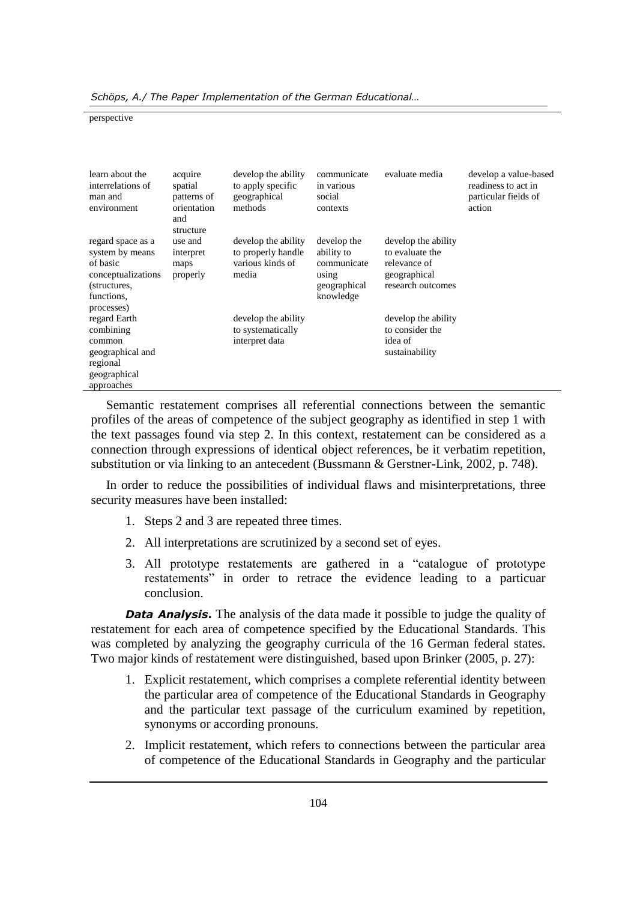perspective

| | | | | | |
|---|---|---|---|---|---|
| learn about the interrelations of man and environment | acquire spatial patterns of orientation and structure | develop the ability to apply specific geographical methods | communicate in various social contexts | evaluate media | develop a value-based readiness to act in particular fields of action |
| regard space as a system by means of basic conceptualizations (structures, functions, processes) | use and interpret maps properly | develop the ability to properly handle various kinds of media | develop the ability to communicate using geographical knowledge | develop the ability to evaluate the relevance of geographical research outcomes | |
| regard Earth combining common geographical and regional geographical approaches | | develop the ability to systematically interpret data | | develop the ability to consider the idea of sustainability | |

Semantic restatement comprises all referential connections between the semantic profiles of the areas of competence of the subject geography as identified in step 1 with the text passages found via step 2. In this context, restatement can be considered as a connection through expressions of identical object references, be it verbatim repetition, substitution or via linking to an antecedent (Bussmann & Gerstner-Link, 2002, p. 748).

In order to reduce the possibilities of individual flaws and misinterpretations, three security measures have been installed:

1. Steps 2 and 3 are repeated three times.
2. All interpretations are scrutinized by a second set of eyes.
3. All prototype restatements are gathered in a "catalogue of prototype restatements" in order to retrace the evidence leading to a particuar conclusion.

***Data Analysis.*** The analysis of the data made it possible to judge the quality of restatement for each area of competence specified by the Educational Standards. This was completed by analyzing the geography curricula of the 16 German federal states. Two major kinds of restatement were distinguished, based upon Brinker (2005, p. 27):

1. Explicit restatement, which comprises a complete referential identity between the particular area of competence of the Educational Standards in Geography and the particular text passage of the curriculum examined by repetition, synonyms or according pronouns.
2. Implicit restatement, which refers to connections between the particular area of competence of the Educational Standards in Geography and the particular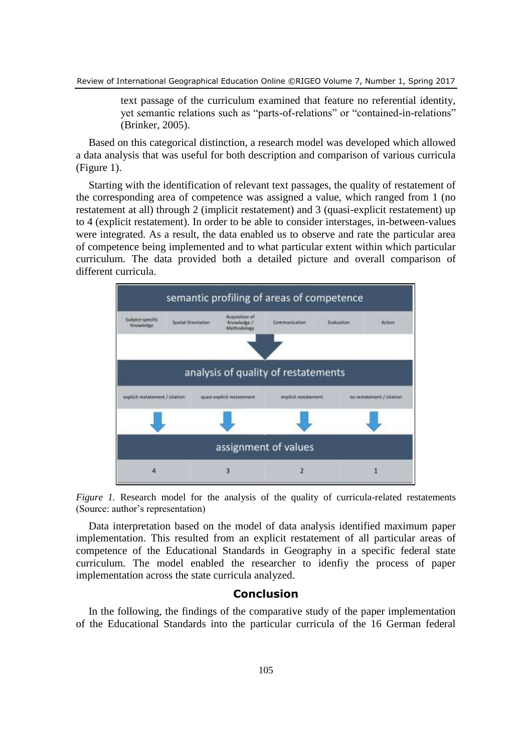text passage of the curriculum examined that feature no referential identity, yet semantic relations such as "parts-of-relations" or "contained-in-relations" (Brinker, 2005).

Based on this categorical distinction, a research model was developed which allowed a data analysis that was useful for both description and comparison of various curricula (Figure 1).

Starting with the identification of relevant text passages, the quality of restatement of the corresponding area of competence was assigned a value, which ranged from 1 (no restatement at all) through 2 (implicit restatement) and 3 (quasi-explicit restatement) up to 4 (explicit restatement). In order to be able to consider interstages, in-between-values were integrated. As a result, the data enabled us to observe and rate the particular area of competence being implemented and to what particular extent within which particular curriculum. The data provided both a detailed picture and overall comparison of different curricula.

| semantic profiling of areas of competence | | | | | |
|---|---|---|---|---|---|
| Subject-specific Knowledge | Spatial Orientation | Acquisition of Knowledge / Methodology | Communication | Evaluation | Action |

| analysis of quality of restatements | | | |
|---|---|---|---|
| explicit restatement / citation | quasi-explicit restatement | implicit restatement | no restatement / citation |

| assignment of values | | | |
|---|---|---|---|
| 4 | 3 | 2 | 1 |

*Figure 1.* Research model for the analysis of the quality of curricula-related restatements (Source: author's representation)

Data interpretation based on the model of data analysis identified maximum paper implementation. This resulted from an explicit restatement of all particular areas of competence of the Educational Standards in Geography in a specific federal state curriculum. The model enabled the researcher to idenfiy the process of paper implementation across the state curricula analyzed.

## Conclusion

In the following, the findings of the comparative study of the paper implementation of the Educational Standards into the particular curricula of the 16 German federal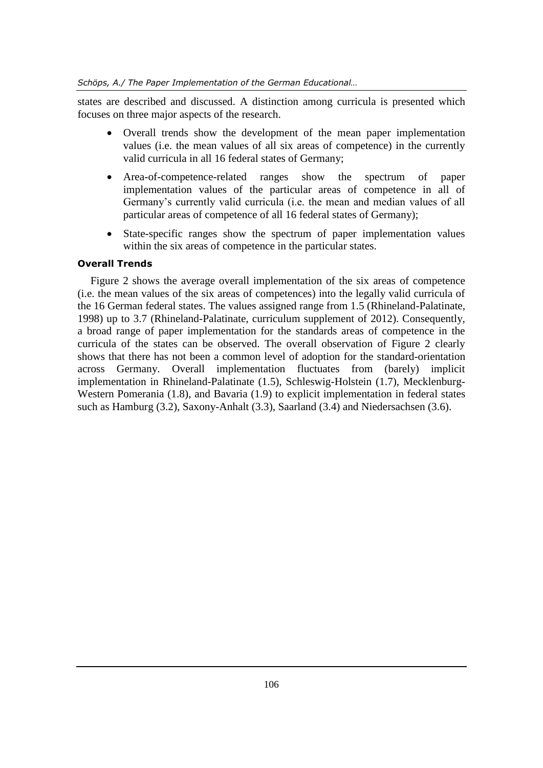states are described and discussed. A distinction among curricula is presented which focuses on three major aspects of the research.

- Overall trends show the development of the mean paper implementation values (i.e. the mean values of all six areas of competence) in the currently valid curricula in all 16 federal states of Germany;
- Area-of-competence-related ranges show the spectrum of paper implementation values of the particular areas of competence in all of Germany's currently valid curricula (i.e. the mean and median values of all particular areas of competence of all 16 federal states of Germany);
- State-specific ranges show the spectrum of paper implementation values within the six areas of competence in the particular states.

### Overall Trends

Figure 2 shows the average overall implementation of the six areas of competence (i.e. the mean values of the six areas of competences) into the legally valid curricula of the 16 German federal states. The values assigned range from 1.5 (Rhineland-Palatinate, 1998) up to 3.7 (Rhineland-Palatinate, curriculum supplement of 2012). Consequently, a broad range of paper implementation for the standards areas of competence in the curricula of the states can be observed. The overall observation of Figure 2 clearly shows that there has not been a common level of adoption for the standard-orientation across Germany. Overall implementation fluctuates from (barely) implicit implementation in Rhineland-Palatinate (1.5), Schleswig-Holstein (1.7), Mecklenburg-Western Pomerania (1.8), and Bavaria (1.9) to explicit implementation in federal states such as Hamburg (3.2), Saxony-Anhalt (3.3), Saarland (3.4) and Niedersachsen (3.6).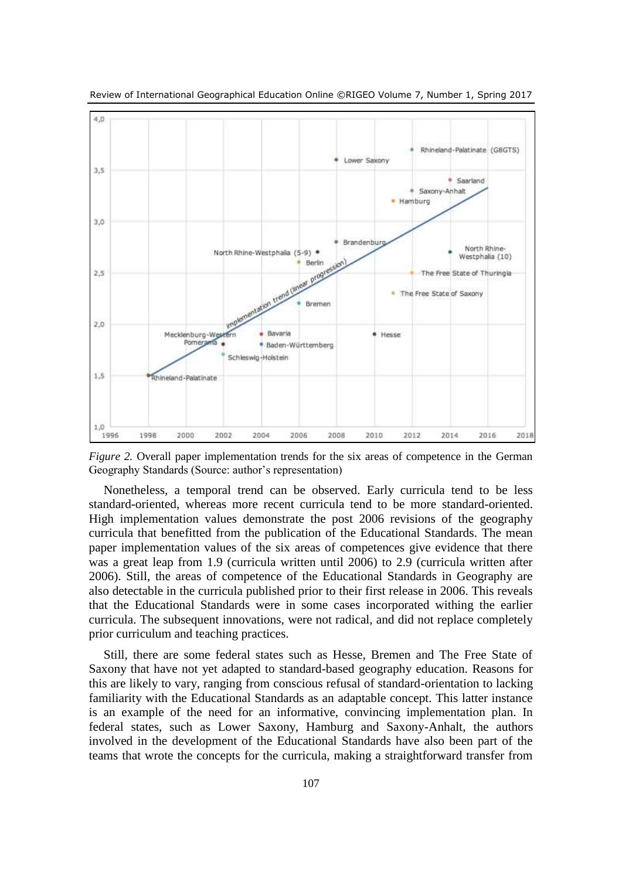*Figure 2.* Overall paper implementation trends for the six areas of competence in the German Geography Standards (Source: author's representation)

Nonetheless, a temporal trend can be observed. Early curricula tend to be less standard-oriented, whereas more recent curricula tend to be more standard-oriented. High implementation values demonstrate the post 2006 revisions of the geography curricula that benefitted from the publication of the Educational Standards. The mean paper implementation values of the six areas of competences give evidence that there was a great leap from 1.9 (curricula written until 2006) to 2.9 (curricula written after 2006). Still, the areas of competence of the Educational Standards in Geography are also detectable in the curricula published prior to their first release in 2006. This reveals that the Educational Standards were in some cases incorporated withing the earlier curricula. The subsequent innovations, were not radical, and did not replace completely prior curriculum and teaching practices.

Still, there are some federal states such as Hesse, Bremen and The Free State of Saxony that have not yet adapted to standard-based geography education. Reasons for this are likely to vary, ranging from conscious refusal of standard-orientation to lacking familiarity with the Educational Standards as an adaptable concept. This latter instance is an example of the need for an informative, convincing implementation plan. In federal states, such as Lower Saxony, Hamburg and Saxony-Anhalt, the authors involved in the development of the Educational Standards have also been part of the teams that wrote the concepts for the curricula, making a straightforward transfer from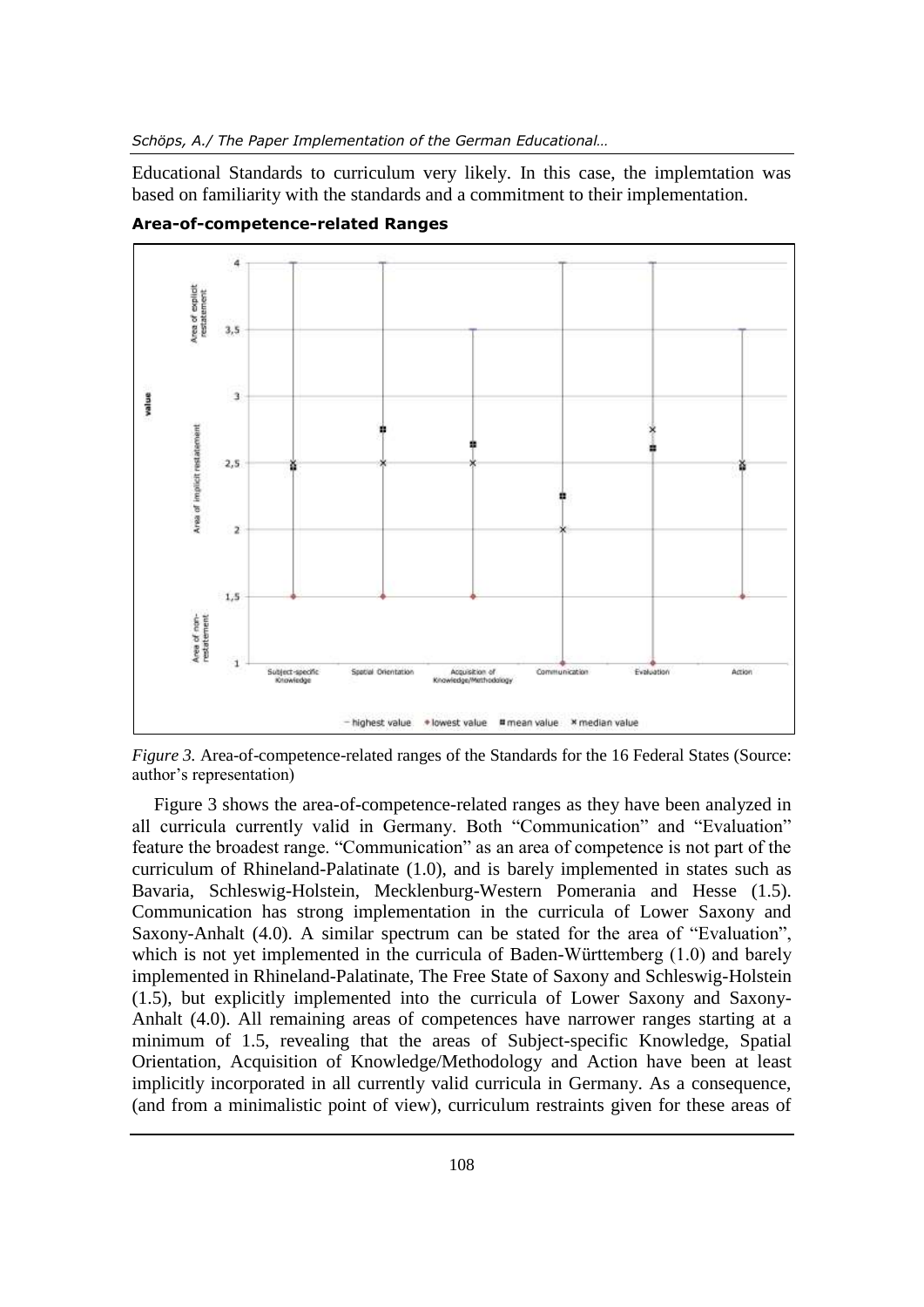Educational Standards to curriculum very likely. In this case, the implemtation was based on familiarity with the standards and a commitment to their implementation.

**Area-of-competence-related Ranges**

*Figure 3.* Area-of-competence-related ranges of the Standards for the 16 Federal States (Source: author's representation)

Figure 3 shows the area-of-competence-related ranges as they have been analyzed in all curricula currently valid in Germany. Both "Communication" and "Evaluation" feature the broadest range. "Communication" as an area of competence is not part of the curriculum of Rhineland-Palatinate (1.0), and is barely implemented in states such as Bavaria, Schleswig-Holstein, Mecklenburg-Western Pomerania and Hesse (1.5). Communication has strong implementation in the curricula of Lower Saxony and Saxony-Anhalt (4.0). A similar spectrum can be stated for the area of "Evaluation", which is not yet implemented in the curricula of Baden-Württemberg (1.0) and barely implemented in Rhineland-Palatinate, The Free State of Saxony and Schleswig-Holstein (1.5), but explicitly implemented into the curricula of Lower Saxony and Saxony-Anhalt (4.0). All remaining areas of competences have narrower ranges starting at a minimum of 1.5, revealing that the areas of Subject-specific Knowledge, Spatial Orientation, Acquisition of Knowledge/Methodology and Action have been at least implicitly incorporated in all currently valid curricula in Germany. As a consequence, (and from a minimalistic point of view), curriculum restraints given for these areas of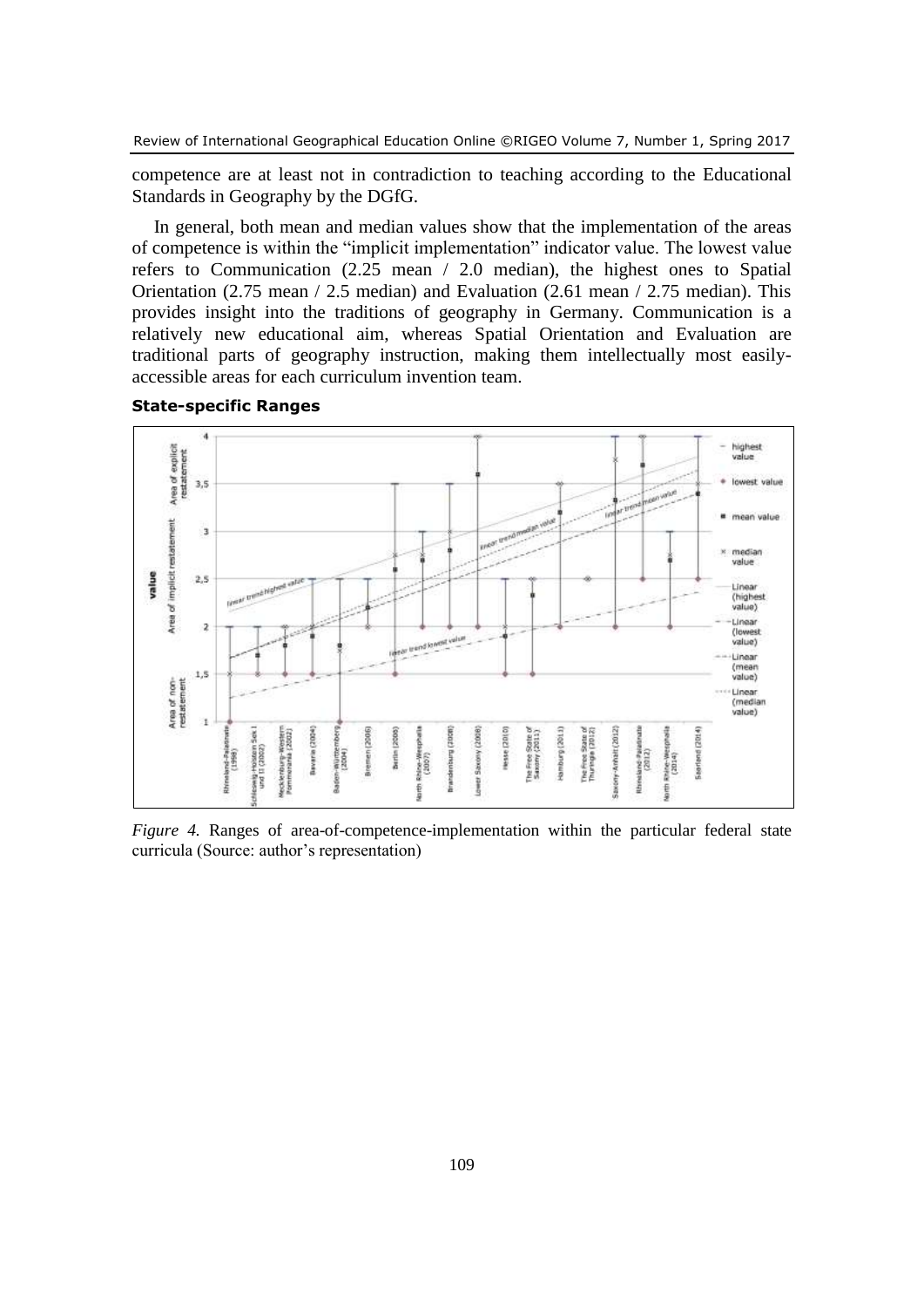competence are at least not in contradiction to teaching according to the Educational Standards in Geography by the DGfG.

In general, both mean and median values show that the implementation of the areas of competence is within the "implicit implementation" indicator value. The lowest value refers to Communication (2.25 mean / 2.0 median), the highest ones to Spatial Orientation (2.75 mean / 2.5 median) and Evaluation (2.61 mean / 2.75 median). This provides insight into the traditions of geography in Germany. Communication is a relatively new educational aim, whereas Spatial Orientation and Evaluation are traditional parts of geography instruction, making them intellectually most easily-accessible areas for each curriculum invention team.

**State-specific Ranges**

*Figure 4.* Ranges of area-of-competence-implementation within the particular federal state curricula (Source: author's representation)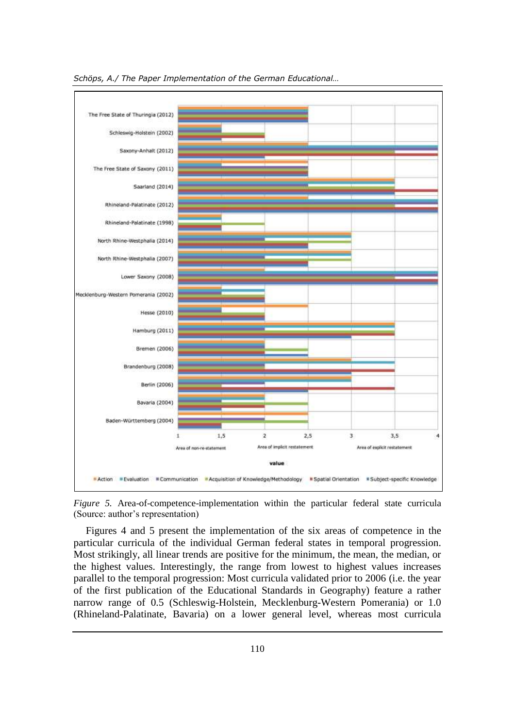*Figure 5.* Area-of-competence-implementation within the particular federal state curricula (Source: author's representation)

Figures 4 and 5 present the implementation of the six areas of competence in the particular curricula of the individual German federal states in temporal progression. Most strikingly, all linear trends are positive for the minimum, the mean, the median, or the highest values. Interestingly, the range from lowest to highest values increases parallel to the temporal progression: Most curricula validated prior to 2006 (i.e. the year of the first publication of the Educational Standards in Geography) feature a rather narrow range of 0.5 (Schleswig-Holstein, Mecklenburg-Western Pomerania) or 1.0 (Rhineland-Palatinate, Bavaria) on a lower general level, whereas most curricula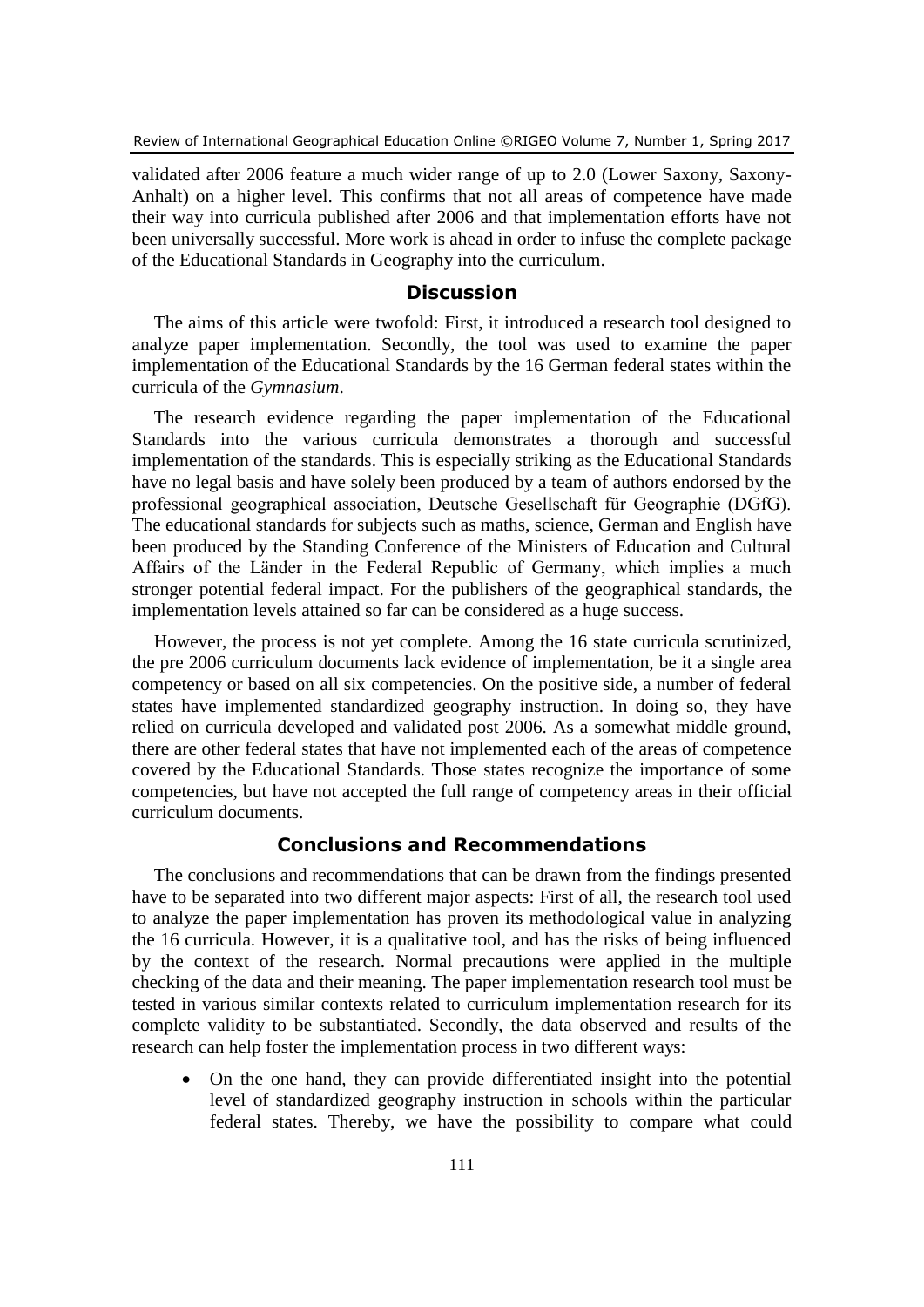validated after 2006 feature a much wider range of up to 2.0 (Lower Saxony, Saxony-Anhalt) on a higher level. This confirms that not all areas of competence have made their way into curricula published after 2006 and that implementation efforts have not been universally successful. More work is ahead in order to infuse the complete package of the Educational Standards in Geography into the curriculum.

## Discussion

The aims of this article were twofold: First, it introduced a research tool designed to analyze paper implementation. Secondly, the tool was used to examine the paper implementation of the Educational Standards by the 16 German federal states within the curricula of the *Gymnasium*.

The research evidence regarding the paper implementation of the Educational Standards into the various curricula demonstrates a thorough and successful implementation of the standards. This is especially striking as the Educational Standards have no legal basis and have solely been produced by a team of authors endorsed by the professional geographical association, Deutsche Gesellschaft für Geographie (DGfG). The educational standards for subjects such as maths, science, German and English have been produced by the Standing Conference of the Ministers of Education and Cultural Affairs of the Länder in the Federal Republic of Germany, which implies a much stronger potential federal impact. For the publishers of the geographical standards, the implementation levels attained so far can be considered as a huge success.

However, the process is not yet complete. Among the 16 state curricula scrutinized, the pre 2006 curriculum documents lack evidence of implementation, be it a single area competency or based on all six competencies. On the positive side, a number of federal states have implemented standardized geography instruction. In doing so, they have relied on curricula developed and validated post 2006. As a somewhat middle ground, there are other federal states that have not implemented each of the areas of competence covered by the Educational Standards. Those states recognize the importance of some competencies, but have not accepted the full range of competency areas in their official curriculum documents.

## Conclusions and Recommendations

The conclusions and recommendations that can be drawn from the findings presented have to be separated into two different major aspects: First of all, the research tool used to analyze the paper implementation has proven its methodological value in analyzing the 16 curricula. However, it is a qualitative tool, and has the risks of being influenced by the context of the research. Normal precautions were applied in the multiple checking of the data and their meaning. The paper implementation research tool must be tested in various similar contexts related to curriculum implementation research for its complete validity to be substantiated. Secondly, the data observed and results of the research can help foster the implementation process in two different ways:

- On the one hand, they can provide differentiated insight into the potential level of standardized geography instruction in schools within the particular federal states. Thereby, we have the possibility to compare what could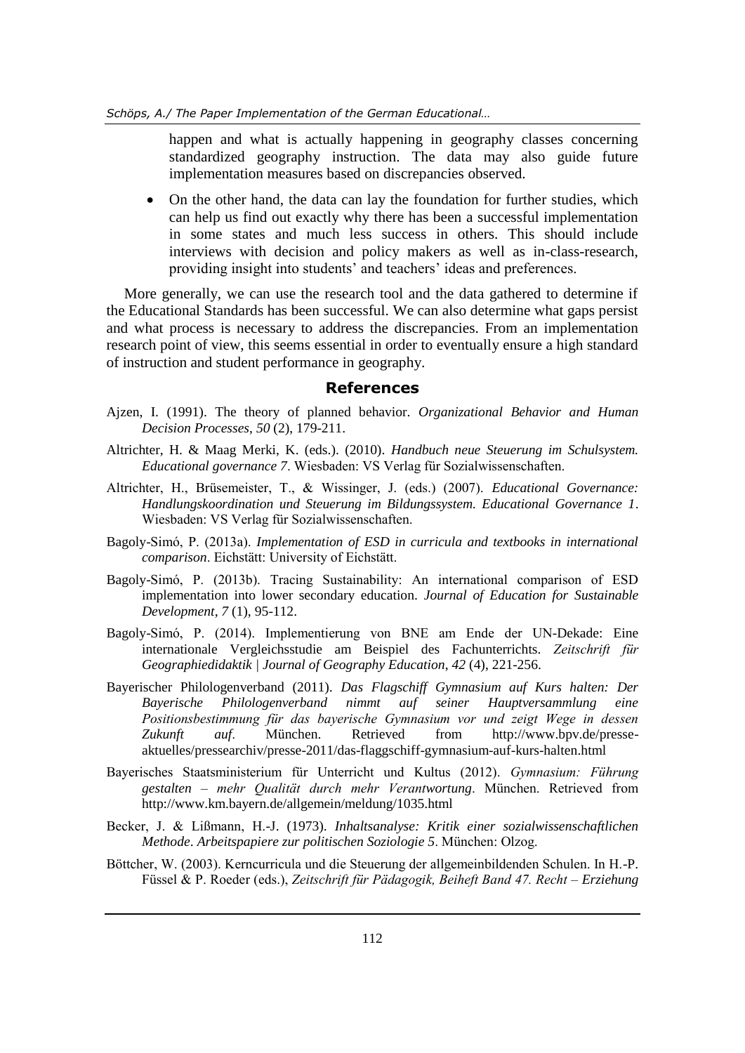happen and what is actually happening in geography classes concerning standardized geography instruction. The data may also guide future implementation measures based on discrepancies observed.

- On the other hand, the data can lay the foundation for further studies, which can help us find out exactly why there has been a successful implementation in some states and much less success in others. This should include interviews with decision and policy makers as well as in-class-research, providing insight into students' and teachers' ideas and preferences.

More generally, we can use the research tool and the data gathered to determine if the Educational Standards has been successful. We can also determine what gaps persist and what process is necessary to address the discrepancies. From an implementation research point of view, this seems essential in order to eventually ensure a high standard of instruction and student performance in geography.

## References

Ajzen, I. (1991). The theory of planned behavior. *Organizational Behavior and Human Decision Processes*, *50* (2), 179-211.

Altrichter, H. & Maag Merki, K. (eds.). (2010). *Handbuch neue Steuerung im Schulsystem. Educational governance 7*. Wiesbaden: VS Verlag für Sozialwissenschaften.

Altrichter, H., Brüsemeister, T., & Wissinger, J. (eds.) (2007). *Educational Governance: Handlungskoordination und Steuerung im Bildungssystem. Educational Governance 1*. Wiesbaden: VS Verlag für Sozialwissenschaften.

Bagoly-Simó, P. (2013a). *Implementation of ESD in curricula and textbooks in international comparison*. Eichstätt: University of Eichstätt.

Bagoly-Simó, P. (2013b). Tracing Sustainability: An international comparison of ESD implementation into lower secondary education. *Journal of Education for Sustainable Development*, *7* (1), 95-112.

Bagoly-Simó, P. (2014). Implementierung von BNE am Ende der UN-Dekade: Eine internationale Vergleichsstudie am Beispiel des Fachunterrichts. *Zeitschrift für Geographiedidaktik | Journal of Geography Education*, *42* (4), 221-256.

Bayerischer Philologenverband (2011). *Das Flagschiff Gymnasium auf Kurs halten: Der Bayerische Philologenverband nimmt auf seiner Hauptversammlung eine Positionsbestimmung für das bayerische Gymnasium vor und zeigt Wege in dessen Zukunft auf*. München. Retrieved from http://www.bpv.de/presse-aktuelles/pressearchiv/presse-2011/das-flaggschiff-gymnasium-auf-kurs-halten.html

Bayerisches Staatsministerium für Unterricht und Kultus (2012). *Gymnasium: Führung gestalten – mehr Qualität durch mehr Verantwortung*. München. Retrieved from http://www.km.bayern.de/allgemein/meldung/1035.html

Becker, J. & Lißmann, H.-J. (1973). *Inhaltsanalyse: Kritik einer sozialwissenschaftlichen Methode*. *Arbeitspapiere zur politischen Soziologie 5*. München: Olzog.

Böttcher, W. (2003). Kerncurricula und die Steuerung der allgemeinbildenden Schulen. In H.-P. Füssel & P. Roeder (eds.), *Zeitschrift für Pädagogik, Beiheft Band 47. Recht – Erziehung*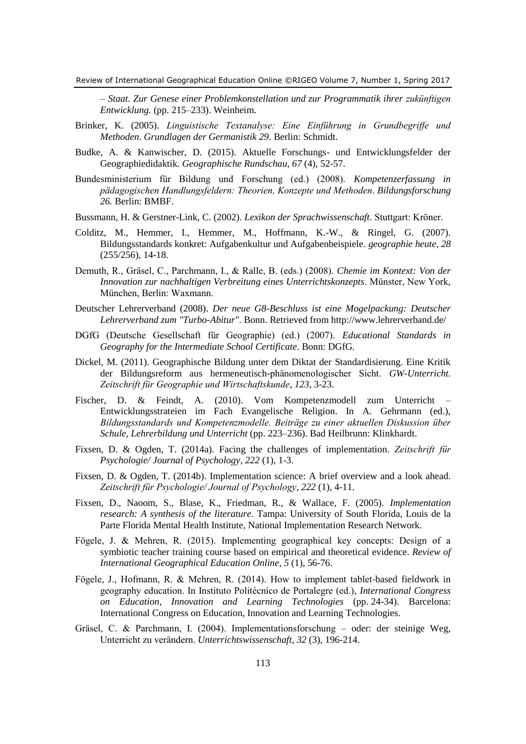*– Staat. Zur Genese einer Problemkonstellation und zur Programmatik ihrer zukünftigen Entwicklung.* (pp. 215–233). Weinheim.

Brinker, K. (2005). *Linguistische Textanalyse: Eine Einführung in Grundbegriffe und Methoden*. *Grundlagen der Germanistik 29*. Berlin: Schmidt.

Budke, A. & Kanwischer, D. (2015). Aktuelle Forschungs- und Entwicklungsfelder der Geographiedidaktik. *Geographische Rundschau*, *67* (4), 52-57.

Bundesministerium für Bildung und Forschung (ed.) (2008). *Kompetenzerfassung in pädagogischen Handlungsfeldern: Theorien, Konzepte und Methoden*. *Bildungsforschung 26.* Berlin: BMBF.

Bussmann, H. & Gerstner-Link, C. (2002). *Lexikon der Sprachwissenschaft*. Stuttgart: Kröner.

Colditz, M., Hemmer, I., Hemmer, M., Hoffmann, K.-W., & Ringel, G. (2007). Bildungsstandards konkret: Aufgabenkultur und Aufgabenbeispiele. *geographie heute*, *28* (255/256), 14-18.

Demuth, R., Gräsel, C., Parchmann, I., & Ralle, B. (eds.) (2008). *Chemie im Kontext: Von der Innovation zur nachhaltigen Verbreitung eines Unterrichtskonzepts*. Münster, New York, München, Berlin: Waxmann.

Deutscher Lehrerverband (2008). *Der neue G8-Beschluss ist eine Mogelpackung: Deutscher Lehrerverband zum "Turbo-Abitur"*. Bonn. Retrieved from http://www.lehrerverband.de/

DGfG (Deutsche Gesellschaft für Geographie) (ed.) (2007). *Educational Standards in Geography for the Intermediate School Certificate*. Bonn: DGfG.

Dickel, M. (2011). Geographische Bildung unter dem Diktat der Standardisierung. Eine Kritik der Bildungsreform aus hermeneutisch-phänomenologischer Sicht. *GW-Unterricht. Zeitschrift für Geographie und Wirtschaftskunde*, *123*, 3-23.

Fischer, D. & Feindt, A. (2010). Vom Kompetenzmodell zum Unterricht – Entwicklungsstrateien im Fach Evangelische Religion. In A. Gehrmann (ed.), *Bildungsstandards und Kompetenzmodelle. Beiträge zu einer aktuellen Diskussion über Schule, Lehrerbildung und Unterricht* (pp. 223–236). Bad Heilbrunn: Klinkhardt.

Fixsen, D. & Ogden, T. (2014a). Facing the challenges of implementation. *Zeitschrift für Psychologie/ Journal of Psychology*, *222* (1), 1-3.

Fixsen, D. & Ogden, T. (2014b). Implementation science: A brief overview and a look ahead. *Zeitschrift für Psychologie/ Journal of Psychology*, *222* (1), 4-11.

Fixsen, D., Naoom, S., Blase, K., Friedman, R., & Wallace, F. (2005). *Implementation research: A synthesis of the literature*. Tampa: University of South Florida, Louis de la Parte Florida Mental Health Institute, National Implementation Research Network.

Fögele, J. & Mehren, R. (2015). Implementing geographical key concepts: Design of a symbiotic teacher training course based on empirical and theoretical evidence. *Review of International Geographical Education Online*, *5* (1), 56-76.

Fögele, J., Hofmann, R. & Mehren, R. (2014). How to implement tablet-based fieldwork in geography education. In Instituto Politécnico de Portalegre (ed.), *International Congress on Education, Innovation and Learning Technologies* (pp. 24-34). Barcelona: International Congress on Education, Innovation and Learning Technologies.

Gräsel, C. & Parchmann, I. (2004). Implementationsforschung – oder: der steinige Weg, Unterricht zu verändern. *Unterrichtswissenschaft*, *32* (3), 196-214.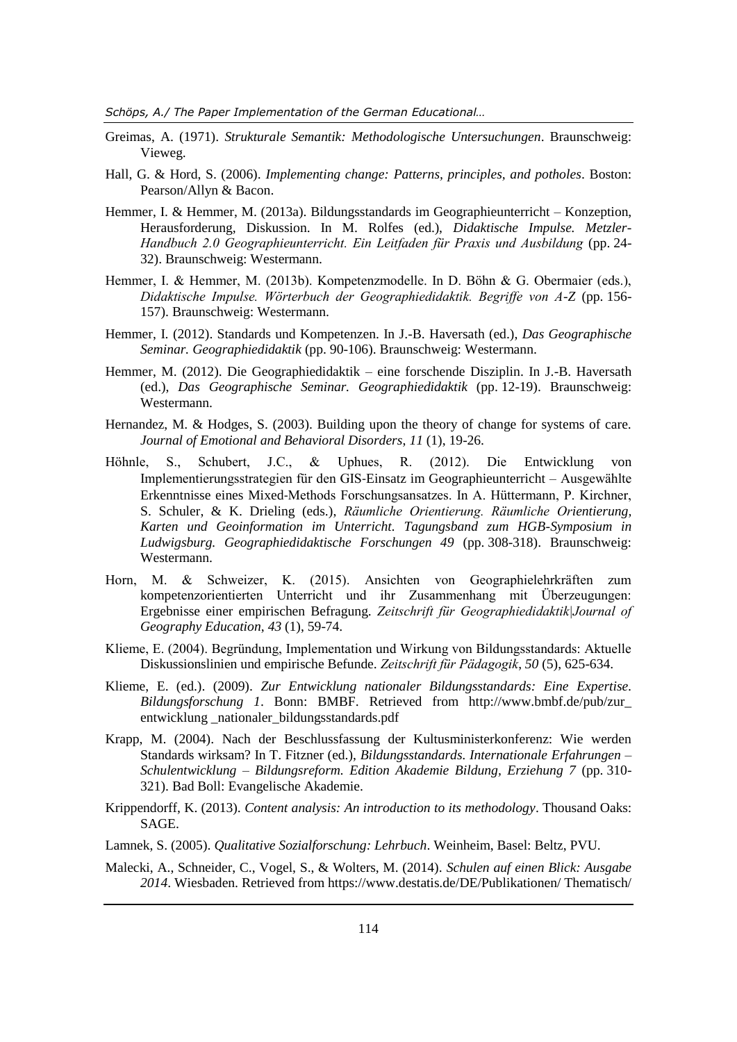Greimas, A. (1971). *Strukturale Semantik: Methodologische Untersuchungen*. Braunschweig: Vieweg.

Hall, G. & Hord, S. (2006). *Implementing change: Patterns, principles, and potholes*. Boston: Pearson/Allyn & Bacon.

Hemmer, I. & Hemmer, M. (2013a). Bildungsstandards im Geographieunterricht – Konzeption, Herausforderung, Diskussion. In M. Rolfes (ed.), *Didaktische Impulse. Metzler-Handbuch 2.0 Geographieunterricht. Ein Leitfaden für Praxis und Ausbildung* (pp. 24-32). Braunschweig: Westermann.

Hemmer, I. & Hemmer, M. (2013b). Kompetenzmodelle. In D. Böhn & G. Obermaier (eds.), *Didaktische Impulse. Wörterbuch der Geographiedidaktik. Begriffe von A-Z* (pp. 156-157). Braunschweig: Westermann.

Hemmer, I. (2012). Standards und Kompetenzen. In J.-B. Haversath (ed.), *Das Geographische Seminar. Geographiedidaktik* (pp. 90-106). Braunschweig: Westermann.

Hemmer, M. (2012). Die Geographiedidaktik – eine forschende Disziplin. In J.-B. Haversath (ed.), *Das Geographische Seminar. Geographiedidaktik* (pp. 12-19). Braunschweig: Westermann.

Hernandez, M. & Hodges, S. (2003). Building upon the theory of change for systems of care. *Journal of Emotional and Behavioral Disorders*, *11* (1), 19-26.

Höhnle, S., Schubert, J.C., & Uphues, R. (2012). Die Entwicklung von Implementierungsstrategien für den GIS-Einsatz im Geographieunterricht – Ausgewählte Erkenntnisse eines Mixed-Methods Forschungsansatzes. In A. Hüttermann, P. Kirchner, S. Schuler, & K. Drieling (eds.), *Räumliche Orientierung. Räumliche Orientierung, Karten und Geoinformation im Unterricht. Tagungsband zum HGB-Symposium in Ludwigsburg. Geographiedidaktische Forschungen 49* (pp. 308-318). Braunschweig: Westermann.

Horn, M. & Schweizer, K. (2015). Ansichten von Geographielehrkräften zum kompetenzorientierten Unterricht und ihr Zusammenhang mit Überzeugungen: Ergebnisse einer empirischen Befragung. *Zeitschrift für Geographiedidaktik|Journal of Geography Education*, *43* (1), 59-74.

Klieme, E. (2004). Begründung, Implementation und Wirkung von Bildungsstandards: Aktuelle Diskussionslinien und empirische Befunde. *Zeitschrift für Pädagogik*, *50* (5), 625-634.

Klieme, E. (ed.). (2009). *Zur Entwicklung nationaler Bildungsstandards: Eine Expertise. Bildungsforschung 1*. Bonn: BMBF. Retrieved from http://www.bmbf.de/pub/zur_entwicklung _nationaler_bildungsstandards.pdf

Krapp, M. (2004). Nach der Beschlussfassung der Kultusministerkonferenz: Wie werden Standards wirksam? In T. Fitzner (ed.), *Bildungsstandards. Internationale Erfahrungen – Schulentwicklung – Bildungsreform. Edition Akademie Bildung, Erziehung 7* (pp. 310-321). Bad Boll: Evangelische Akademie.

Krippendorff, K. (2013). *Content analysis: An introduction to its methodology*. Thousand Oaks: SAGE.

Lamnek, S. (2005). *Qualitative Sozialforschung: Lehrbuch*. Weinheim, Basel: Beltz, PVU.

Malecki, A., Schneider, C., Vogel, S., & Wolters, M. (2014). *Schulen auf einen Blick: Ausgabe 2014*. Wiesbaden. Retrieved from https://www.destatis.de/DE/Publikationen/ Thematisch/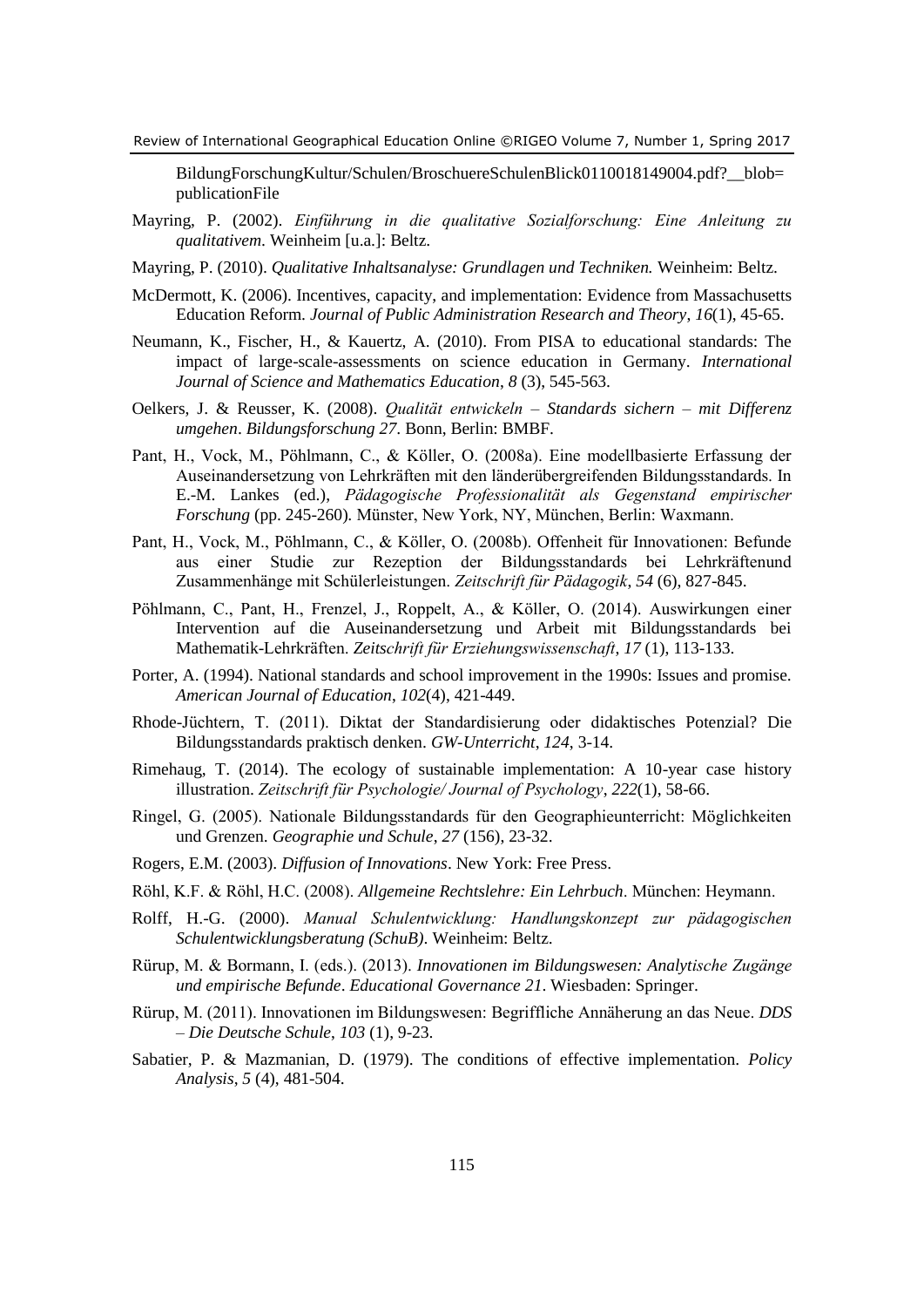BildungForschungKultur/Schulen/BroschuereSchulenBlick0110018149004.pdf?__blob=publicationFile

Mayring, P. (2002). *Einführung in die qualitative Sozialforschung: Eine Anleitung zu qualitativem*. Weinheim [u.a.]: Beltz.

Mayring, P. (2010). *Qualitative Inhaltsanalyse: Grundlagen und Techniken.* Weinheim: Beltz.

McDermott, K. (2006). Incentives, capacity, and implementation: Evidence from Massachusetts Education Reform. *Journal of Public Administration Research and Theory*, *16*(1), 45-65.

Neumann, K., Fischer, H., & Kauertz, A. (2010). From PISA to educational standards: The impact of large-scale-assessments on science education in Germany. *International Journal of Science and Mathematics Education*, *8* (3), 545-563.

Oelkers, J. & Reusser, K. (2008). *Qualität entwickeln – Standards sichern – mit Differenz umgehen*. *Bildungsforschung 27*. Bonn, Berlin: BMBF.

Pant, H., Vock, M., Pöhlmann, C., & Köller, O. (2008a). Eine modellbasierte Erfassung der Auseinandersetzung von Lehrkräften mit den länderübergreifenden Bildungsstandards. In E.-M. Lankes (ed.), *Pädagogische Professionalität als Gegenstand empirischer Forschung* (pp. 245-260). Münster, New York, NY, München, Berlin: Waxmann.

Pant, H., Vock, M., Pöhlmann, C., & Köller, O. (2008b). Offenheit für Innovationen: Befunde aus einer Studie zur Rezeption der Bildungsstandards bei Lehrkräftenund Zusammenhänge mit Schülerleistungen. *Zeitschrift für Pädagogik*, *54* (6), 827-845.

Pöhlmann, C., Pant, H., Frenzel, J., Roppelt, A., & Köller, O. (2014). Auswirkungen einer Intervention auf die Auseinandersetzung und Arbeit mit Bildungsstandards bei Mathematik-Lehrkräften. *Zeitschrift für Erziehungswissenschaft*, *17* (1), 113-133.

Porter, A. (1994). National standards and school improvement in the 1990s: Issues and promise. *American Journal of Education*, *102*(4), 421-449.

Rhode-Jüchtern, T. (2011). Diktat der Standardisierung oder didaktisches Potenzial? Die Bildungsstandards praktisch denken. *GW-Unterricht*, *124*, 3-14.

Rimehaug, T. (2014). The ecology of sustainable implementation: A 10-year case history illustration. *Zeitschrift für Psychologie/ Journal of Psychology*, *222*(1), 58-66.

Ringel, G. (2005). Nationale Bildungsstandards für den Geographieunterricht: Möglichkeiten und Grenzen. *Geographie und Schule*, *27* (156), 23-32.

Rogers, E.M. (2003). *Diffusion of Innovations*. New York: Free Press.

Röhl, K.F. & Röhl, H.C. (2008). *Allgemeine Rechtslehre: Ein Lehrbuch*. München: Heymann.

Rolff, H.-G. (2000). *Manual Schulentwicklung: Handlungskonzept zur pädagogischen Schulentwicklungsberatung (SchuB)*. Weinheim: Beltz.

Rürup, M. & Bormann, I. (eds.). (2013). *Innovationen im Bildungswesen: Analytische Zugänge und empirische Befunde*. *Educational Governance 21*. Wiesbaden: Springer.

Rürup, M. (2011). Innovationen im Bildungswesen: Begriffliche Annäherung an das Neue. *DDS – Die Deutsche Schule*, *103* (1), 9-23.

Sabatier, P. & Mazmanian, D. (1979). The conditions of effective implementation. *Policy Analysis*, *5* (4), 481-504.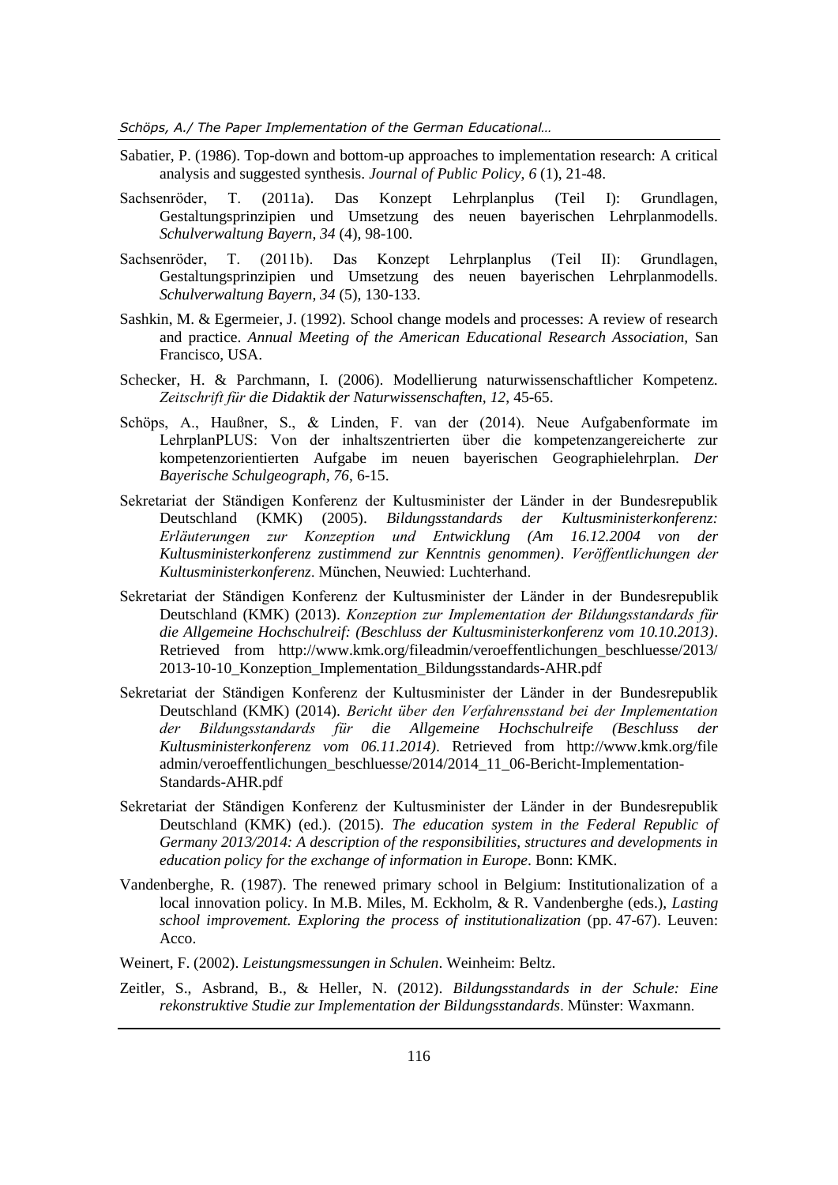Sabatier, P. (1986). Top-down and bottom-up approaches to implementation research: A critical analysis and suggested synthesis. *Journal of Public Policy, 6* (1), 21-48.

Sachsenröder, T. (2011a). Das Konzept Lehrplanplus (Teil I): Grundlagen, Gestaltungsprinzipien und Umsetzung des neuen bayerischen Lehrplanmodells. *Schulverwaltung Bayern*, *34* (4), 98-100.

Sachsenröder, T. (2011b). Das Konzept Lehrplanplus (Teil II): Grundlagen, Gestaltungsprinzipien und Umsetzung des neuen bayerischen Lehrplanmodells. *Schulverwaltung Bayern*, *34* (5), 130-133.

Sashkin, M. & Egermeier, J. (1992). School change models and processes: A review of research and practice. *Annual Meeting of the American Educational Research Association*, San Francisco, USA.

Schecker, H. & Parchmann, I. (2006). Modellierung naturwissenschaftlicher Kompetenz. *Zeitschrift für die Didaktik der Naturwissenschaften*, *12*, 45-65.

Schöps, A., Haußner, S., & Linden, F. van der (2014). Neue Aufgabenformate im LehrplanPLUS: Von der inhaltszentrierten über die kompetenzangereicherte zur kompetenzorientierten Aufgabe im neuen bayerischen Geographielehrplan. *Der Bayerische Schulgeograph*, *76*, 6-15.

Sekretariat der Ständigen Konferenz der Kultusminister der Länder in der Bundesrepublik Deutschland (KMK) (2005). *Bildungsstandards der Kultusministerkonferenz: Erläuterungen zur Konzeption und Entwicklung (Am 16.12.2004 von der Kultusministerkonferenz zustimmend zur Kenntnis genommen)*. *Veröffentlichungen der Kultusministerkonferenz*. München, Neuwied: Luchterhand.

Sekretariat der Ständigen Konferenz der Kultusminister der Länder in der Bundesrepublik Deutschland (KMK) (2013). *Konzeption zur Implementation der Bildungsstandards für die Allgemeine Hochschulreif: (Beschluss der Kultusministerkonferenz vom 10.10.2013)*. Retrieved from http://www.kmk.org/fileadmin/veroeffentlichungen_beschluesse/2013/2013-10-10_Konzeption_Implementation_Bildungsstandards-AHR.pdf

Sekretariat der Ständigen Konferenz der Kultusminister der Länder in der Bundesrepublik Deutschland (KMK) (2014). *Bericht über den Verfahrensstand bei der Implementation der Bildungsstandards für die Allgemeine Hochschulreife (Beschluss der Kultusministerkonferenz vom 06.11.2014)*. Retrieved from http://www.kmk.org/fileadmin/veroeffentlichungen_beschluesse/2014/2014_11_06-Bericht-Implementation-Standards-AHR.pdf

Sekretariat der Ständigen Konferenz der Kultusminister der Länder in der Bundesrepublik Deutschland (KMK) (ed.). (2015). *The education system in the Federal Republic of Germany 2013/2014: A description of the responsibilities, structures and developments in education policy for the exchange of information in Europe*. Bonn: KMK.

Vandenberghe, R. (1987). The renewed primary school in Belgium: Institutionalization of a local innovation policy. In M.B. Miles, M. Eckholm, & R. Vandenberghe (eds.), *Lasting school improvement. Exploring the process of institutionalization* (pp. 47-67). Leuven: Acco.

Weinert, F. (2002). *Leistungsmessungen in Schulen*. Weinheim: Beltz.

Zeitler, S., Asbrand, B., & Heller, N. (2012). *Bildungsstandards in der Schule: Eine rekonstruktive Studie zur Implementation der Bildungsstandards*. Münster: Waxmann.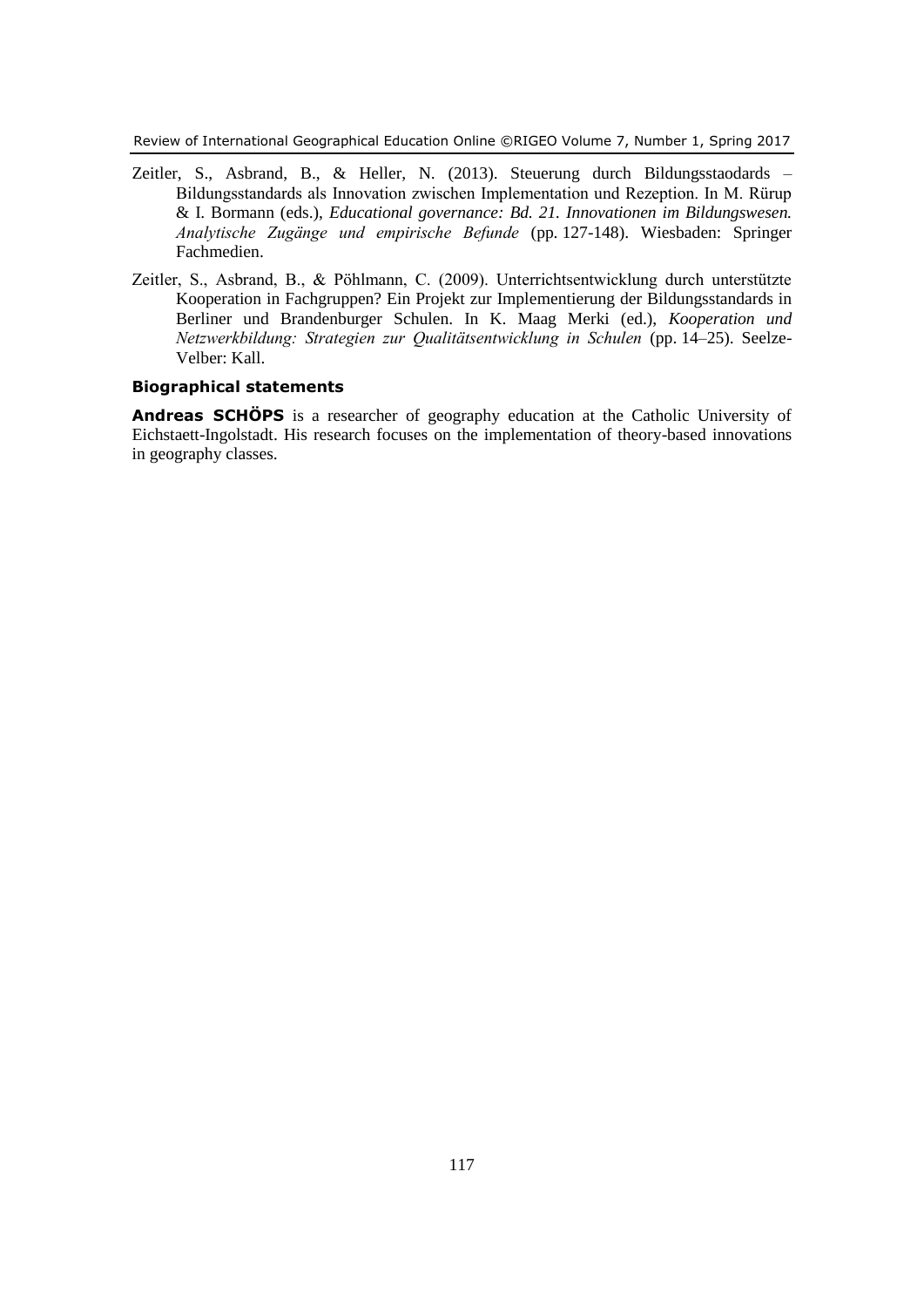Zeitler, S., Asbrand, B., & Heller, N. (2013). Steuerung durch Bildungsstaodards – Bildungsstandards als Innovation zwischen Implementation und Rezeption. In M. Rürup & I. Bormann (eds.), *Educational governance: Bd. 21. Innovationen im Bildungswesen. Analytische Zugänge und empirische Befunde* (pp. 127-148). Wiesbaden: Springer Fachmedien.

Zeitler, S., Asbrand, B., & Pöhlmann, C. (2009). Unterrichtsentwicklung durch unterstützte Kooperation in Fachgruppen? Ein Projekt zur Implementierung der Bildungsstandards in Berliner und Brandenburger Schulen. In K. Maag Merki (ed.), *Kooperation und Netzwerkbildung: Strategien zur Qualitätsentwicklung in Schulen* (pp. 14–25). Seelze-Velber: Kall.

### Biographical statements

**Andreas SCHÖPS** is a researcher of geography education at the Catholic University of Eichstaett-Ingolstadt. His research focuses on the implementation of theory-based innovations in geography classes.